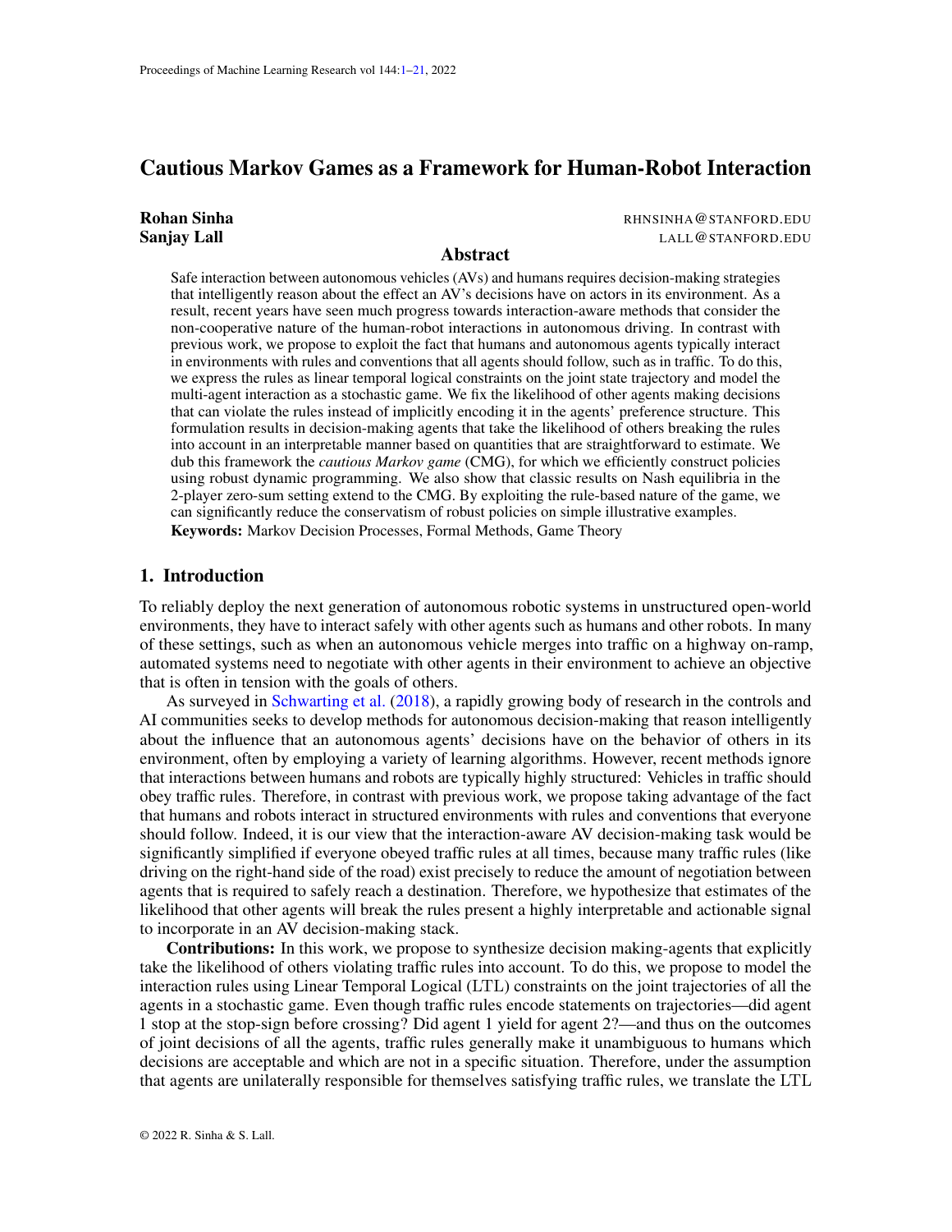# Cautious Markov Games as a Framework for Human-Robot Interaction

**Rohan Sinha** RHNSINHA@STANFORD.EDU
**Sanjay Lall** LALL@STANFORD.EDU

## Abstract

Safe interaction between autonomous vehicles (AVs) and humans requires decision-making strategies that intelligently reason about the effect an AV's decisions have on actors in its environment. As a result, recent years have seen much progress towards interaction-aware methods that consider the non-cooperative nature of the human-robot interactions in autonomous driving. In contrast with previous work, we propose to exploit the fact that humans and autonomous agents typically interact in environments with rules and conventions that all agents should follow, such as in traffic. To do this, we express the rules as linear temporal logical constraints on the joint state trajectory and model the multi-agent interaction as a stochastic game. We fix the likelihood of other agents making decisions that can violate the rules instead of implicitly encoding it in the agents' preference structure. This formulation results in decision-making agents that take the likelihood of others breaking the rules into account in an interpretable manner based on quantities that are straightforward to estimate. We dub this framework the *cautious Markov game* (CMG), for which we efficiently construct policies using robust dynamic programming. We also show that classic results on Nash equilibria in the 2-player zero-sum setting extend to the CMG. By exploiting the rule-based nature of the game, we can significantly reduce the conservatism of robust policies on simple illustrative examples.

**Keywords:** Markov Decision Processes, Formal Methods, Game Theory

## 1. Introduction

To reliably deploy the next generation of autonomous robotic systems in unstructured open-world environments, they have to interact safely with other agents such as humans and other robots. In many of these settings, such as when an autonomous vehicle merges into traffic on a highway on-ramp, automated systems need to negotiate with other agents in their environment to achieve an objective that is often in tension with the goals of others.

As surveyed in Schwarting et al. (2018), a rapidly growing body of research in the controls and AI communities seeks to develop methods for autonomous decision-making that reason intelligently about the influence that an autonomous agents' decisions have on the behavior of others in its environment, often by employing a variety of learning algorithms. However, recent methods ignore that interactions between humans and robots are typically highly structured: Vehicles in traffic should obey traffic rules. Therefore, in contrast with previous work, we propose taking advantage of the fact that humans and robots interact in structured environments with rules and conventions that everyone should follow. Indeed, it is our view that the interaction-aware AV decision-making task would be significantly simplified if everyone obeyed traffic rules at all times, because many traffic rules (like driving on the right-hand side of the road) exist precisely to reduce the amount of negotiation between agents that is required to safely reach a destination. Therefore, we hypothesize that estimates of the likelihood that other agents will break the rules present a highly interpretable and actionable signal to incorporate in an AV decision-making stack.

**Contributions:** In this work, we propose to synthesize decision making-agents that explicitly take the likelihood of others violating traffic rules into account. To do this, we propose to model the interaction rules using Linear Temporal Logical (LTL) constraints on the joint trajectories of all the agents in a stochastic game. Even though traffic rules encode statements on trajectories—did agent 1 stop at the stop-sign before crossing? Did agent 1 yield for agent 2?—and thus on the outcomes of joint decisions of all the agents, traffic rules generally make it unambiguous to humans which decisions are acceptable and which are not in a specific situation. Therefore, under the assumption that agents are unilaterally responsible for themselves satisfying traffic rules, we translate the LTL

© 2022 R. Sinha & S. Lall.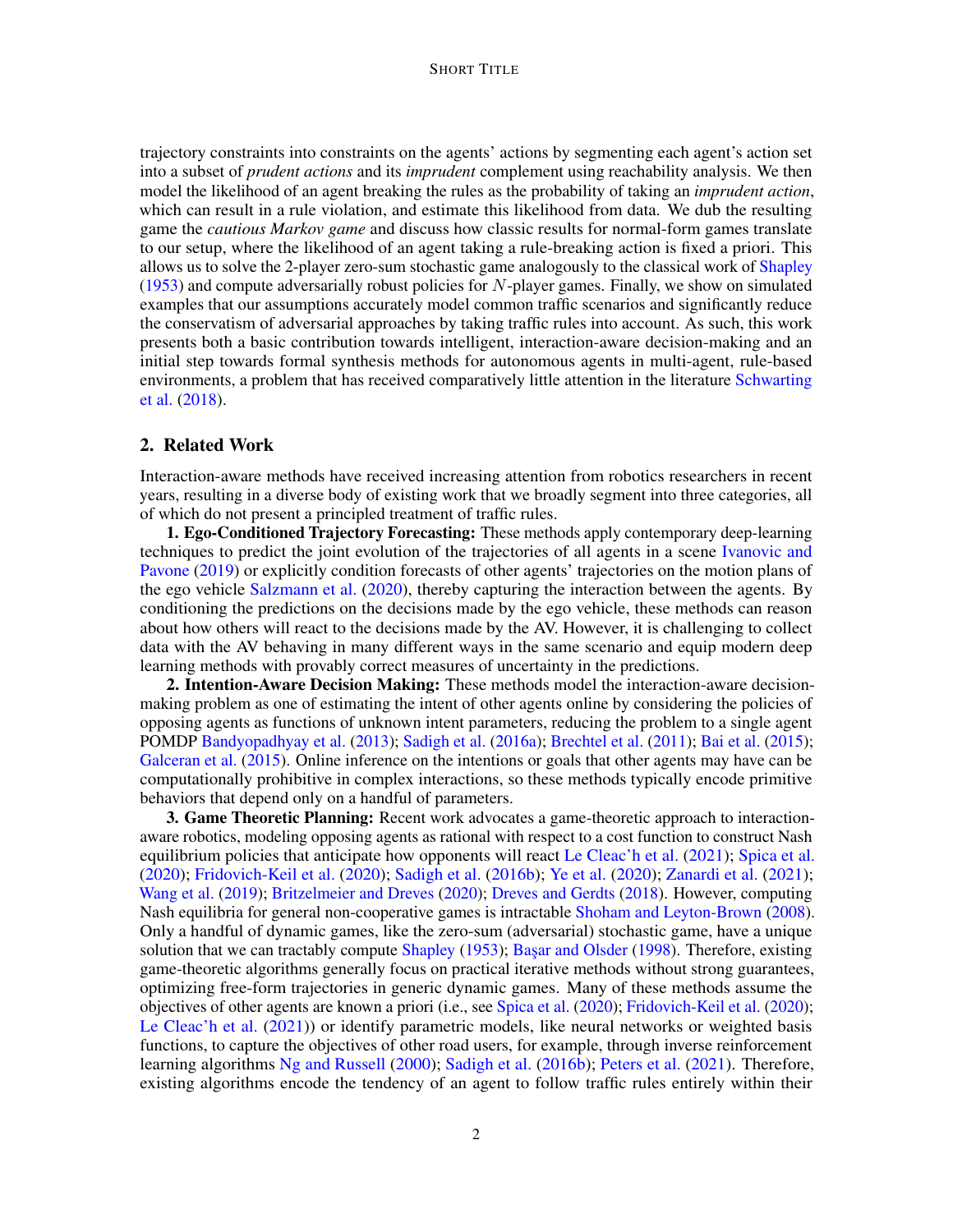trajectory constraints into constraints on the agents' actions by segmenting each agent's action set into a subset of *prudent actions* and its *imprudent* complement using reachability analysis. We then model the likelihood of an agent breaking the rules as the probability of taking an *imprudent action*, which can result in a rule violation, and estimate this likelihood from data. We dub the resulting game the *cautious Markov game* and discuss how classic results for normal-form games translate to our setup, where the likelihood of an agent taking a rule-breaking action is fixed a priori. This allows us to solve the 2-player zero-sum stochastic game analogously to the classical work of Shapley (1953) and compute adversarially robust policies for $N$-player games. Finally, we show on simulated examples that our assumptions accurately model common traffic scenarios and significantly reduce the conservatism of adversarial approaches by taking traffic rules into account. As such, this work presents both a basic contribution towards intelligent, interaction-aware decision-making and an initial step towards formal synthesis methods for autonomous agents in multi-agent, rule-based environments, a problem that has received comparatively little attention in the literature Schwarting et al. (2018).

## 2. Related Work

Interaction-aware methods have received increasing attention from robotics researchers in recent years, resulting in a diverse body of existing work that we broadly segment into three categories, all of which do not present a principled treatment of traffic rules.

**1. Ego-Conditioned Trajectory Forecasting:** These methods apply contemporary deep-learning techniques to predict the joint evolution of the trajectories of all agents in a scene Ivanovic and Pavone (2019) or explicitly condition forecasts of other agents' trajectories on the motion plans of the ego vehicle Salzmann et al. (2020), thereby capturing the interaction between the agents. By conditioning the predictions on the decisions made by the ego vehicle, these methods can reason about how others will react to the decisions made by the AV. However, it is challenging to collect data with the AV behaving in many different ways in the same scenario and equip modern deep learning methods with provably correct measures of uncertainty in the predictions.

**2. Intention-Aware Decision Making:** These methods model the interaction-aware decision-making problem as one of estimating the intent of other agents online by considering the policies of opposing agents as functions of unknown intent parameters, reducing the problem to a single agent POMDP Bandyopadhyay et al. (2013); Sadigh et al. (2016a); Brechtel et al. (2011); Bai et al. (2015); Galceran et al. (2015). Online inference on the intentions or goals that other agents may have can be computationally prohibitive in complex interactions, so these methods typically encode primitive behaviors that depend only on a handful of parameters.

**3. Game Theoretic Planning:** Recent work advocates a game-theoretic approach to interaction-aware robotics, modeling opposing agents as rational with respect to a cost function to construct Nash equilibrium policies that anticipate how opponents will react Le Cleac'h et al. (2021); Spica et al. (2020); Fridovich-Keil et al. (2020); Sadigh et al. (2016b); Ye et al. (2020); Zanardi et al. (2021); Wang et al. (2019); Britzelmeier and Dreves (2020); Dreves and Gerdts (2018). However, computing Nash equilibria for general non-cooperative games is intractable Shoham and Leyton-Brown (2008). Only a handful of dynamic games, like the zero-sum (adversarial) stochastic game, have a unique solution that we can tractably compute Shapley (1953); Başar and Olsder (1998). Therefore, existing game-theoretic algorithms generally focus on practical iterative methods without strong guarantees, optimizing free-form trajectories in generic dynamic games. Many of these methods assume the objectives of other agents are known a priori (i.e., see Spica et al. (2020); Fridovich-Keil et al. (2020); Le Cleac'h et al. (2021)) or identify parametric models, like neural networks or weighted basis functions, to capture the objectives of other road users, for example, through inverse reinforcement learning algorithms Ng and Russell (2000); Sadigh et al. (2016b); Peters et al. (2021). Therefore, existing algorithms encode the tendency of an agent to follow traffic rules entirely within their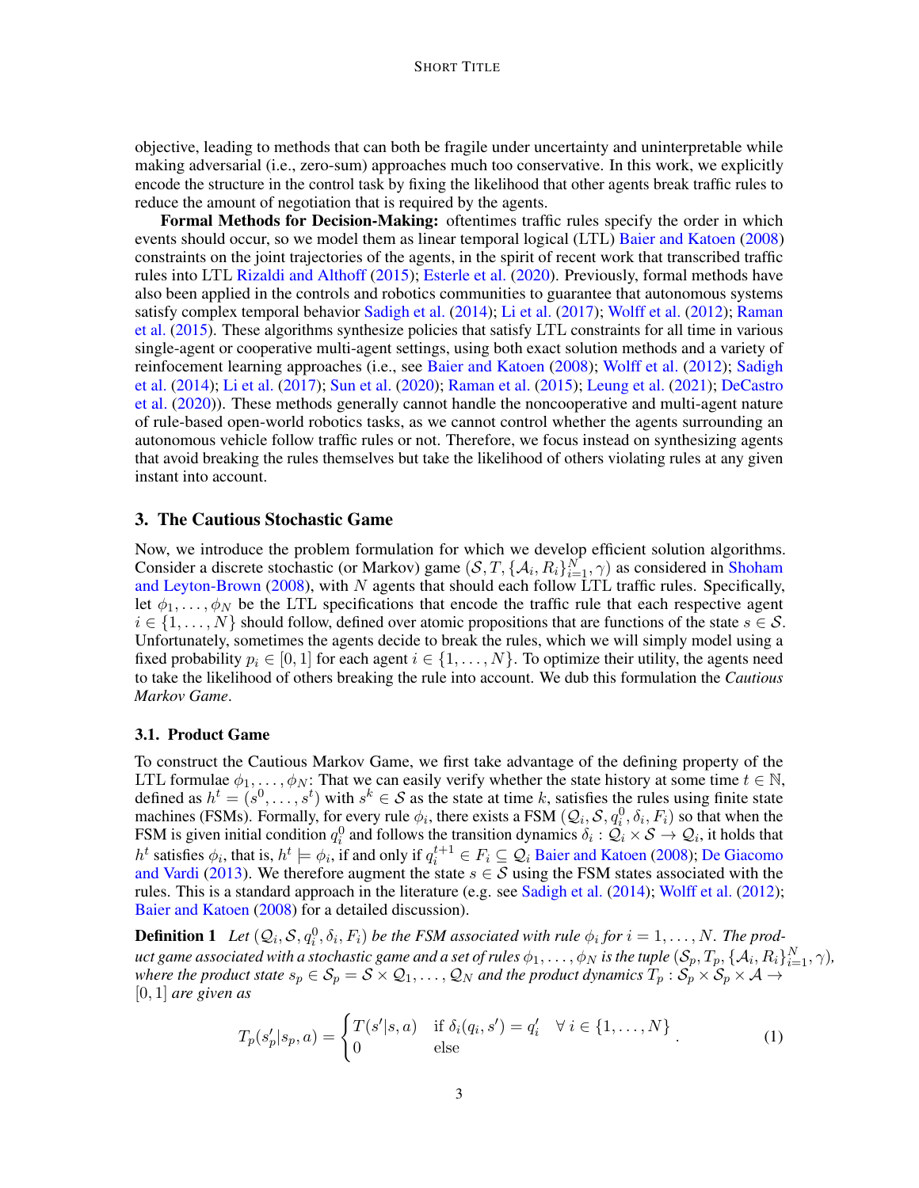objective, leading to methods that can both be fragile under uncertainty and uninterpretable while making adversarial (i.e., zero-sum) approaches much too conservative. In this work, we explicitly encode the structure in the control task by fixing the likelihood that other agents break traffic rules to reduce the amount of negotiation that is required by the agents.

**Formal Methods for Decision-Making:** oftentimes traffic rules specify the order in which events should occur, so we model them as linear temporal logical (LTL) Baier and Katoen (2008) constraints on the joint trajectories of the agents, in the spirit of recent work that transcribed traffic rules into LTL Rizaldi and Althoff (2015); Esterle et al. (2020). Previously, formal methods have also been applied in the controls and robotics communities to guarantee that autonomous systems satisfy complex temporal behavior Sadigh et al. (2014); Li et al. (2017); Wolff et al. (2012); Raman et al. (2015). These algorithms synthesize policies that satisfy LTL constraints for all time in various single-agent or cooperative multi-agent settings, using both exact solution methods and a variety of reinfocement learning approaches (i.e., see Baier and Katoen (2008); Wolff et al. (2012); Sadigh et al. (2014); Li et al. (2017); Sun et al. (2020); Raman et al. (2015); Leung et al. (2021); DeCastro et al. (2020)). These methods generally cannot handle the noncooperative and multi-agent nature of rule-based open-world robotics tasks, as we cannot control whether the agents surrounding an autonomous vehicle follow traffic rules or not. Therefore, we focus instead on synthesizing agents that avoid breaking the rules themselves but take the likelihood of others violating rules at any given instant into account.

## 3. The Cautious Stochastic Game

Now, we introduce the problem formulation for which we develop efficient solution algorithms. Consider a discrete stochastic (or Markov) game $(\mathcal{S}, T, \{\mathcal{A}_i, R_i\}_{i=1}^N, \gamma)$ as considered in Shoham and Leyton-Brown (2008), with $N$ agents that should each follow LTL traffic rules. Specifically, let $\phi_1, \ldots, \phi_N$ be the LTL specifications that encode the traffic rule that each respective agent $i \in \{1, \ldots, N\}$ should follow, defined over atomic propositions that are functions of the state $s \in \mathcal{S}$. Unfortunately, sometimes the agents decide to break the rules, which we will simply model using a fixed probability $p_i \in [0, 1]$ for each agent $i \in \{1, \ldots, N\}$. To optimize their utility, the agents need to take the likelihood of others breaking the rule into account. We dub this formulation the *Cautious Markov Game*.

### 3.1. Product Game

To construct the Cautious Markov Game, we first take advantage of the defining property of the LTL formulae $\phi_1, \ldots, \phi_N$: That we can easily verify whether the state history at some time $t \in \mathbb{N}$, defined as $h^t = (s^0, \ldots, s^t)$ with $s^k \in \mathcal{S}$ as the state at time $k$, satisfies the rules using finite state machines (FSMs). Formally, for every rule $\phi_i$, there exists a FSM $(\mathcal{Q}_i, \mathcal{S}, q_i^0, \delta_i, F_i)$ so that when the FSM is given initial condition $q_i^0$ and follows the transition dynamics $\delta_i : \mathcal{Q}_i \times \mathcal{S} \to \mathcal{Q}_i$, it holds that $h^t$ satisfies $\phi_i$, that is, $h^t \models \phi_i$, if and only if $q_i^{t+1} \in F_i \subseteq \mathcal{Q}_i$ Baier and Katoen (2008); De Giacomo and Vardi (2013). We therefore augment the state $s \in \mathcal{S}$ using the FSM states associated with the rules. This is a standard approach in the literature (e.g. see Sadigh et al. (2014); Wolff et al. (2012); Baier and Katoen (2008) for a detailed discussion).

**Definition 1** *Let $(\mathcal{Q}_i, \mathcal{S}, q_i^0, \delta_i, F_i)$ be the FSM associated with rule $\phi_i$ for $i = 1, \ldots, N$. The product game associated with a stochastic game and a set of rules $\phi_1, \ldots, \phi_N$ is the tuple $(\mathcal{S}_p, T_p, \{\mathcal{A}_i, R_i\}_{i=1}^N, \gamma)$, where the product state $s_p \in \mathcal{S}_p = \mathcal{S} \times \mathcal{Q}_1, \ldots, \mathcal{Q}_N$ and the product dynamics $T_p : \mathcal{S}_p \times \mathcal{S}_p \times \mathcal{A} \to [0, 1]$ are given as*

$$T_p(s_p' | s_p, a) = \begin{cases} T(s'|s, a) & \text{if } \delta_i(q_i, s') = q_i' \quad \forall\, i \in \{1, \ldots, N\} \\ 0 & \text{else} \end{cases}. \tag{1}$$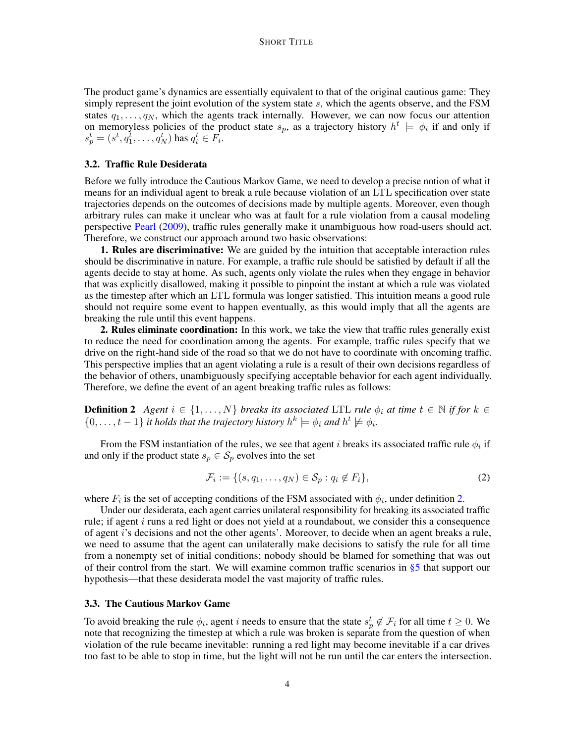The product game's dynamics are essentially equivalent to that of the original cautious game: They simply represent the joint evolution of the system state $s$, which the agents observe, and the FSM states $q_1, \ldots, q_N$, which the agents track internally. However, we can now focus our attention on memoryless policies of the product state $s_p$, as a trajectory history $h^t \models \phi_i$ if and only if $s_p^t = (s^t, q_1^t, \ldots, q_N^t)$ has $q_i^t \in F_i$.

### 3.2. Traffic Rule Desiderata

Before we fully introduce the Cautious Markov Game, we need to develop a precise notion of what it means for an individual agent to break a rule because violation of an LTL specification over state trajectories depends on the outcomes of decisions made by multiple agents. Moreover, even though arbitrary rules can make it unclear who was at fault for a rule violation from a causal modeling perspective Pearl (2009), traffic rules generally make it unambiguous how road-users should act. Therefore, we construct our approach around two basic observations:

**1. Rules are discriminative:** We are guided by the intuition that acceptable interaction rules should be discriminative in nature. For example, a traffic rule should be satisfied by default if all the agents decide to stay at home. As such, agents only violate the rules when they engage in behavior that was explicitly disallowed, making it possible to pinpoint the instant at which a rule was violated as the timestep after which an LTL formula was longer satisfied. This intuition means a good rule should not require some event to happen eventually, as this would imply that all the agents are breaking the rule until this event happens.

**2. Rules eliminate coordination:** In this work, we take the view that traffic rules generally exist to reduce the need for coordination among the agents. For example, traffic rules specify that we drive on the right-hand side of the road so that we do not have to coordinate with oncoming traffic. This perspective implies that an agent violating a rule is a result of their own decisions regardless of the behavior of others, unambiguously specifying acceptable behavior for each agent individually. Therefore, we define the event of an agent breaking traffic rules as follows:

**Definition 2** *Agent $i \in \{1, \ldots, N\}$ breaks its associated* LTL *rule $\phi_i$ at time $t \in \mathbb{N}$ if for $k \in \{0, \ldots, t-1\}$ it holds that the trajectory history $h^k \models \phi_i$ and $h^t \not\models \phi_i$.*

From the FSM instantiation of the rules, we see that agent $i$ breaks its associated traffic rule $\phi_i$ if and only if the product state $s_p \in \mathcal{S}_p$ evolves into the set

$$\mathcal{F}_i := \{(s, q_1, \ldots, q_N) \in \mathcal{S}_p : q_i \notin F_i\}, \tag{2}$$

where $F_i$ is the set of accepting conditions of the FSM associated with $\phi_i$, under definition 2.

Under our desiderata, each agent carries unilateral responsibility for breaking its associated traffic rule; if agent $i$ runs a red light or does not yield at a roundabout, we consider this a consequence of agent $i$'s decisions and not the other agents'. Moreover, to decide when an agent breaks a rule, we need to assume that the agent can unilaterally make decisions to satisfy the rule for all time from a nonempty set of initial conditions; nobody should be blamed for something that was out of their control from the start. We will examine common traffic scenarios in §5 that support our hypothesis—that these desiderata model the vast majority of traffic rules.

### 3.3. The Cautious Markov Game

To avoid breaking the rule $\phi_i$, agent $i$ needs to ensure that the state $s_p^t \notin \mathcal{F}_i$ for all time $t \geq 0$. We note that recognizing the timestep at which a rule was broken is separate from the question of when violation of the rule became inevitable: running a red light may become inevitable if a car drives too fast to be able to stop in time, but the light will not be run until the car enters the intersection.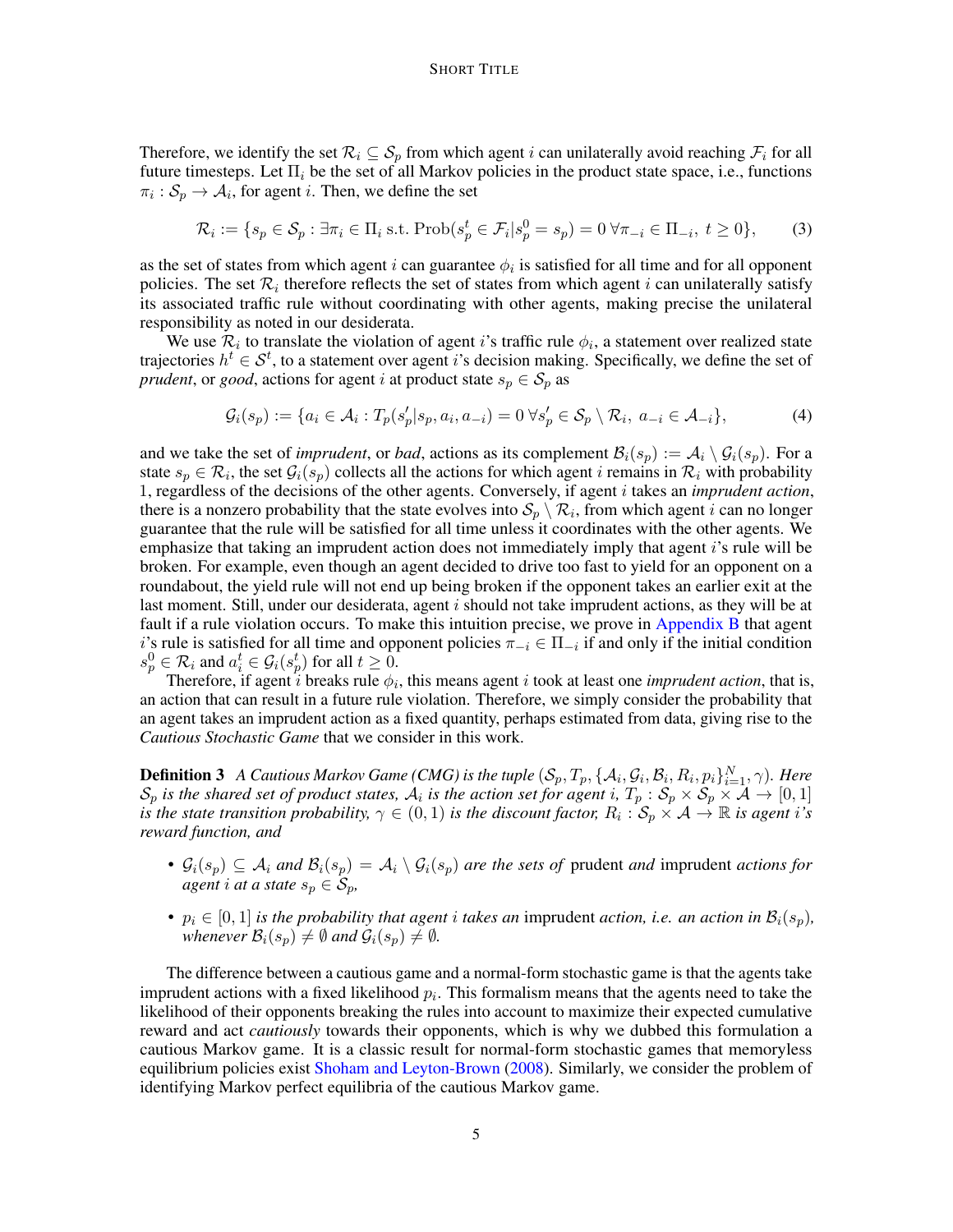Therefore, we identify the set $\mathcal{R}_i \subseteq \mathcal{S}_p$ from which agent $i$ can unilaterally avoid reaching $\mathcal{F}_i$ for all future timesteps. Let $\Pi_i$ be the set of all Markov policies in the product state space, i.e., functions $\pi_i : \mathcal{S}_p \to \mathcal{A}_i$, for agent $i$. Then, we define the set

$$\mathcal{R}_i := \{s_p \in \mathcal{S}_p : \exists \pi_i \in \Pi_i \text{ s.t. } \mathrm{Prob}(s_p^t \in \mathcal{F}_i | s_p^0 = s_p) = 0 \; \forall \pi_{-i} \in \Pi_{-i},\; t \geq 0\}, \tag{3}$$

as the set of states from which agent $i$ can guarantee $\phi_i$ is satisfied for all time and for all opponent policies. The set $\mathcal{R}_i$ therefore reflects the set of states from which agent $i$ can unilaterally satisfy its associated traffic rule without coordinating with other agents, making precise the unilateral responsibility as noted in our desiderata.

We use $\mathcal{R}_i$ to translate the violation of agent $i$'s traffic rule $\phi_i$, a statement over realized state trajectories $h^t \in \mathcal{S}^t$, to a statement over agent $i$'s decision making. Specifically, we define the set of *prudent*, or *good*, actions for agent $i$ at product state $s_p \in \mathcal{S}_p$ as

$$\mathcal{G}_i(s_p) := \{a_i \in \mathcal{A}_i : T_p(s_p' | s_p, a_i, a_{-i}) = 0 \; \forall s_p' \in \mathcal{S}_p \setminus \mathcal{R}_i,\; a_{-i} \in \mathcal{A}_{-i}\}, \tag{4}$$

and we take the set of *imprudent*, or *bad*, actions as its complement $\mathcal{B}_i(s_p) := \mathcal{A}_i \setminus \mathcal{G}_i(s_p)$. For a state $s_p \in \mathcal{R}_i$, the set $\mathcal{G}_i(s_p)$ collects all the actions for which agent $i$ remains in $\mathcal{R}_i$ with probability 1, regardless of the decisions of the other agents. Conversely, if agent $i$ takes an *imprudent action*, there is a nonzero probability that the state evolves into $\mathcal{S}_p \setminus \mathcal{R}_i$, from which agent $i$ can no longer guarantee that the rule will be satisfied for all time unless it coordinates with the other agents. We emphasize that taking an imprudent action does not immediately imply that agent $i$'s rule will be broken. For example, even though an agent decided to drive too fast to yield for an opponent on a roundabout, the yield rule will not end up being broken if the opponent takes an earlier exit at the last moment. Still, under our desiderata, agent $i$ should not take imprudent actions, as they will be at fault if a rule violation occurs. To make this intuition precise, we prove in Appendix B that agent $i$'s rule is satisfied for all time and opponent policies $\pi_{-i} \in \Pi_{-i}$ if and only if the initial condition $s_p^0 \in \mathcal{R}_i$ and $a_i^t \in \mathcal{G}_i(s_p^t)$ for all $t \geq 0$.

Therefore, if agent $i$ breaks rule $\phi_i$, this means agent $i$ took at least one *imprudent action*, that is, an action that can result in a future rule violation. Therefore, we simply consider the probability that an agent takes an imprudent action as a fixed quantity, perhaps estimated from data, giving rise to the *Cautious Stochastic Game* that we consider in this work.

**Definition 3** *A Cautious Markov Game (CMG) is the tuple $(\mathcal{S}_p, T_p, \{\mathcal{A}_i, \mathcal{G}_i, \mathcal{B}_i, R_i, p_i\}_{i=1}^N, \gamma)$. Here $\mathcal{S}_p$ is the shared set of product states, $\mathcal{A}_i$ is the action set for agent $i$, $T_p : \mathcal{S}_p \times \mathcal{S}_p \times \mathcal{A} \to [0, 1]$ is the state transition probability, $\gamma \in (0, 1)$ is the discount factor, $R_i : \mathcal{S}_p \times \mathcal{A} \to \mathbb{R}$ is agent $i$'s reward function, and*

- *$\mathcal{G}_i(s_p) \subseteq \mathcal{A}_i$ and $\mathcal{B}_i(s_p) = \mathcal{A}_i \setminus \mathcal{G}_i(s_p)$ are the sets of* prudent *and* imprudent *actions for agent $i$ at a state $s_p \in \mathcal{S}_p$,*
- *$p_i \in [0, 1]$ is the probability that agent $i$ takes an* imprudent *action, i.e. an action in $\mathcal{B}_i(s_p)$, whenever $\mathcal{B}_i(s_p) \neq \emptyset$ and $\mathcal{G}_i(s_p) \neq \emptyset$.*

The difference between a cautious game and a normal-form stochastic game is that the agents take imprudent actions with a fixed likelihood $p_i$. This formalism means that the agents need to take the likelihood of their opponents breaking the rules into account to maximize their expected cumulative reward and act *cautiously* towards their opponents, which is why we dubbed this formulation a cautious Markov game. It is a classic result for normal-form stochastic games that memoryless equilibrium policies exist Shoham and Leyton-Brown (2008). Similarly, we consider the problem of identifying Markov perfect equilibria of the cautious Markov game.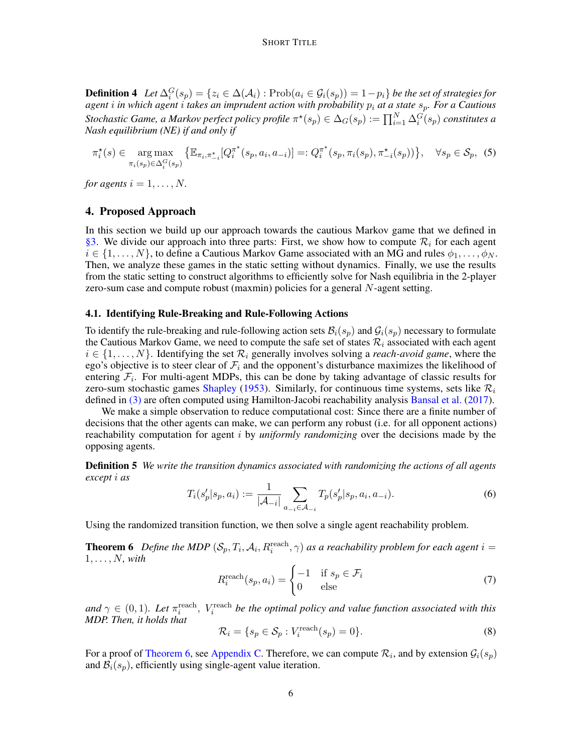**Definition 4** *Let $\Delta_i^G(s_p) = \{z_i \in \Delta(\mathcal{A}_i) : \text{Prob}(a_i \in \mathcal{G}_i(s_p)) = 1 - p_i\}$ be the set of strategies for agent $i$ in which agent $i$ takes an imprudent action with probability $p_i$ at a state $s_p$. For a Cautious Stochastic Game, a Markov perfect policy profile $\pi^\star(s_p) \in \Delta_G(s_p) := \prod_{i=1}^N \Delta_i^G(s_p)$ constitutes a Nash equilibrium (NE) if and only if*

$$\pi_i^\star(s) \in \underset{\pi_i(s_p) \in \Delta_i^G(s_p)}{\arg\max} \left\{ \mathbb{E}_{\pi_i, \pi_{-i}^\star}[Q_i^{\pi^\star}(s_p, a_i, a_{-i})] =: Q_i^{\pi^\star}(s_p, \pi_i(s_p), \pi_{-i}^\star(s_p)) \right\}, \quad \forall s_p \in \mathcal{S}_p, \tag{5}$$

*for agents $i = 1, \ldots, N$.*

## 4. Proposed Approach

In this section we build up our approach towards the cautious Markov game that we defined in §3. We divide our approach into three parts: First, we show how to compute $\mathcal{R}_i$ for each agent $i \in \{1, \ldots, N\}$, to define a Cautious Markov Game associated with an MG and rules $\phi_1, \ldots, \phi_N$. Then, we analyze these games in the static setting without dynamics. Finally, we use the results from the static setting to construct algorithms to efficiently solve for Nash equilibria in the 2-player zero-sum case and compute robust (maxmin) policies for a general $N$-agent setting.

### 4.1. Identifying Rule-Breaking and Rule-Following Actions

To identify the rule-breaking and rule-following action sets $\mathcal{B}_i(s_p)$ and $\mathcal{G}_i(s_p)$ necessary to formulate the Cautious Markov Game, we need to compute the safe set of states $\mathcal{R}_i$ associated with each agent $i \in \{1, \ldots, N\}$. Identifying the set $\mathcal{R}_i$ generally involves solving a *reach-avoid game*, where the ego's objective is to steer clear of $\mathcal{F}_i$ and the opponent's disturbance maximizes the likelihood of entering $\mathcal{F}_i$. For multi-agent MDPs, this can be done by taking advantage of classic results for zero-sum stochastic games Shapley (1953). Similarly, for continuous time systems, sets like $\mathcal{R}_i$ defined in (3) are often computed using Hamilton-Jacobi reachability analysis Bansal et al. (2017).

We make a simple observation to reduce computational cost: Since there are a finite number of decisions that the other agents can make, we can perform any robust (i.e. for all opponent actions) reachability computation for agent $i$ by *uniformly randomizing* over the decisions made by the opposing agents.

**Definition 5** *We write the transition dynamics associated with randomizing the actions of all agents except $i$ as*

$$T_i(s_p'|s_p, a_i) := \frac{1}{|\mathcal{A}_{-i}|} \sum_{a_{-i} \in \mathcal{A}_{-i}} T_p(s_p'|s_p, a_i, a_{-i}). \tag{6}$$

Using the randomized transition function, we then solve a single agent reachability problem.

**Theorem 6** *Define the MDP $(\mathcal{S}_p, T_i, \mathcal{A}_i, R_i^{\text{reach}}, \gamma)$ as a reachability problem for each agent $i = 1, \ldots, N$, with*

$$R_i^{\text{reach}}(s_p, a_i) = \begin{cases} -1 & \text{if } s_p \in \mathcal{F}_i \\ 0 & \text{else} \end{cases} \tag{7}$$

*and $\gamma \in (0, 1)$. Let $\pi_i^{\text{reach}}$, $V_i^{\text{reach}}$ be the optimal policy and value function associated with this MDP. Then, it holds that*

$$\mathcal{R}_i = \{s_p \in \mathcal{S}_p : V_i^{\text{reach}}(s_p) = 0\}. \tag{8}$$

For a proof of Theorem 6, see Appendix C. Therefore, we can compute $\mathcal{R}_i$, and by extension $\mathcal{G}_i(s_p)$ and $\mathcal{B}_i(s_p)$, efficiently using single-agent value iteration.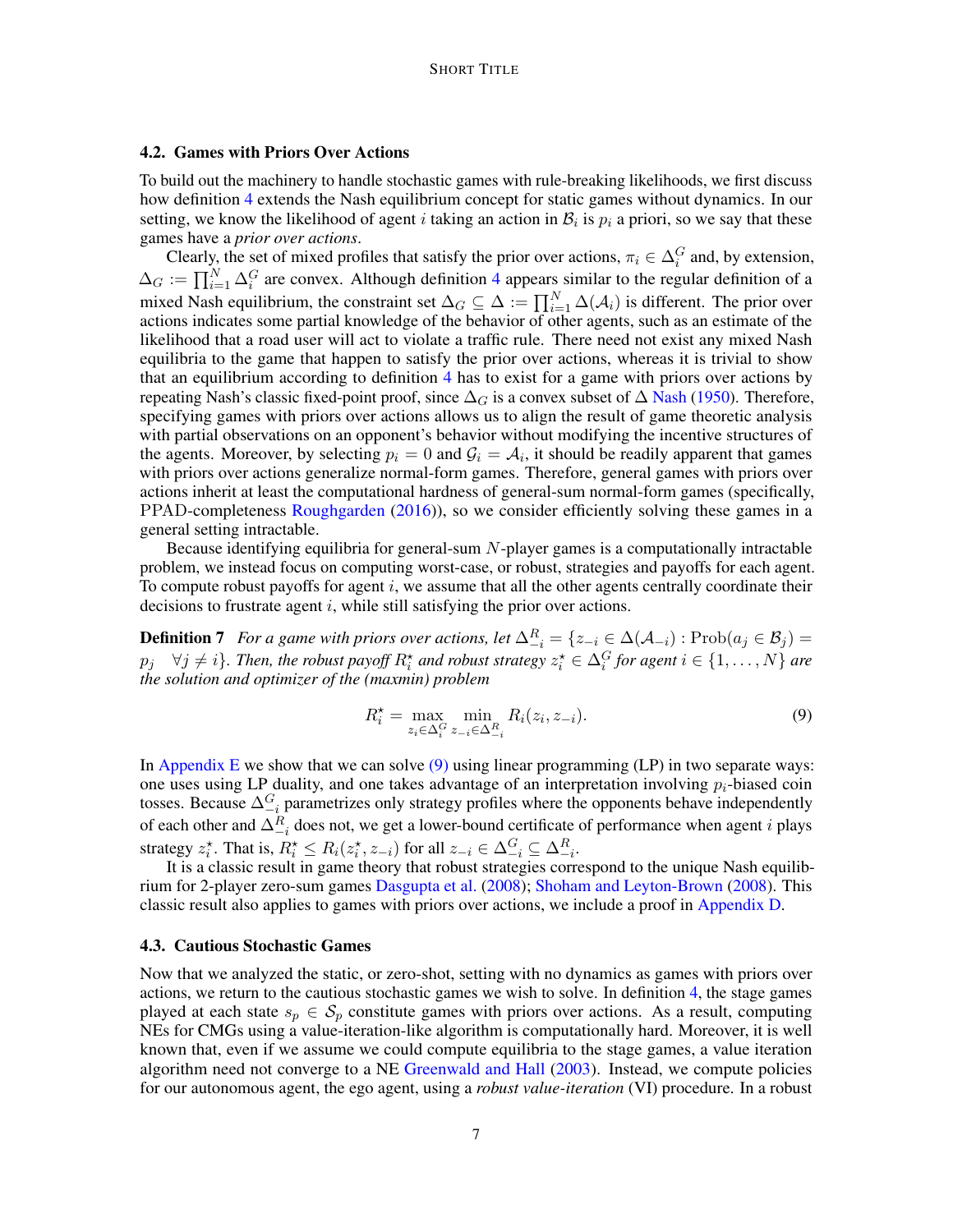### 4.2. Games with Priors Over Actions

To build out the machinery to handle stochastic games with rule-breaking likelihoods, we first discuss how definition 4 extends the Nash equilibrium concept for static games without dynamics. In our setting, we know the likelihood of agent $i$ taking an action in $\mathcal{B}_i$ is $p_i$ a priori, so we say that these games have a *prior over actions*.

Clearly, the set of mixed profiles that satisfy the prior over actions, $\pi_i \in \Delta_i^G$ and, by extension, $\Delta_G := \prod_{i=1}^N \Delta_i^G$ are convex. Although definition 4 appears similar to the regular definition of a mixed Nash equilibrium, the constraint set $\Delta_G \subseteq \Delta := \prod_{i=1}^N \Delta(\mathcal{A}_i)$ is different. The prior over actions indicates some partial knowledge of the behavior of other agents, such as an estimate of the likelihood that a road user will act to violate a traffic rule. There need not exist any mixed Nash equilibria to the game that happen to satisfy the prior over actions, whereas it is trivial to show that an equilibrium according to definition 4 has to exist for a game with priors over actions by repeating Nash's classic fixed-point proof, since $\Delta_G$ is a convex subset of $\Delta$ Nash (1950). Therefore, specifying games with priors over actions allows us to align the result of game theoretic analysis with partial observations on an opponent's behavior without modifying the incentive structures of the agents. Moreover, by selecting $p_i = 0$ and $\mathcal{G}_i = \mathcal{A}_i$, it should be readily apparent that games with priors over actions generalize normal-form games. Therefore, general games with priors over actions inherit at least the computational hardness of general-sum normal-form games (specifically, PPAD-completeness Roughgarden (2016)), so we consider efficiently solving these games in a general setting intractable.

Because identifying equilibria for general-sum $N$-player games is a computationally intractable problem, we instead focus on computing worst-case, or robust, strategies and payoffs for each agent. To compute robust payoffs for agent $i$, we assume that all the other agents centrally coordinate their decisions to frustrate agent $i$, while still satisfying the prior over actions.

**Definition 7** *For a game with priors over actions, let $\Delta_{-i}^R = \{z_{-i} \in \Delta(\mathcal{A}_{-i}) : \text{Prob}(a_j \in \mathcal{B}_j) = p_j \quad \forall j \neq i\}$. Then, the robust payoff $R_i^\star$ and robust strategy $z_i^\star \in \Delta_i^G$ for agent $i \in \{1, \ldots, N\}$ are the solution and optimizer of the (maxmin) problem*

$$R_i^\star = \max_{z_i \in \Delta_i^G} \min_{z_{-i} \in \Delta_{-i}^R} R_i(z_i, z_{-i}). \tag{9}$$

In Appendix E we show that we can solve (9) using linear programming (LP) in two separate ways: one uses using LP duality, and one takes advantage of an interpretation involving $p_i$-biased coin tosses. Because $\Delta_{-i}^G$ parametrizes only strategy profiles where the opponents behave independently of each other and $\Delta_{-i}^R$ does not, we get a lower-bound certificate of performance when agent $i$ plays strategy $z_i^\star$. That is, $R_i^\star \leq R_i(z_i^\star, z_{-i})$ for all $z_{-i} \in \Delta_{-i}^G \subseteq \Delta_{-i}^R$.

It is a classic result in game theory that robust strategies correspond to the unique Nash equilibrium for 2-player zero-sum games Dasgupta et al. (2008); Shoham and Leyton-Brown (2008). This classic result also applies to games with priors over actions, we include a proof in Appendix D.

### 4.3. Cautious Stochastic Games

Now that we analyzed the static, or zero-shot, setting with no dynamics as games with priors over actions, we return to the cautious stochastic games we wish to solve. In definition 4, the stage games played at each state $s_p \in \mathcal{S}_p$ constitute games with priors over actions. As a result, computing NEs for CMGs using a value-iteration-like algorithm is computationally hard. Moreover, it is well known that, even if we assume we could compute equilibria to the stage games, a value iteration algorithm need not converge to a NE Greenwald and Hall (2003). Instead, we compute policies for our autonomous agent, the ego agent, using a *robust value-iteration* (VI) procedure. In a robust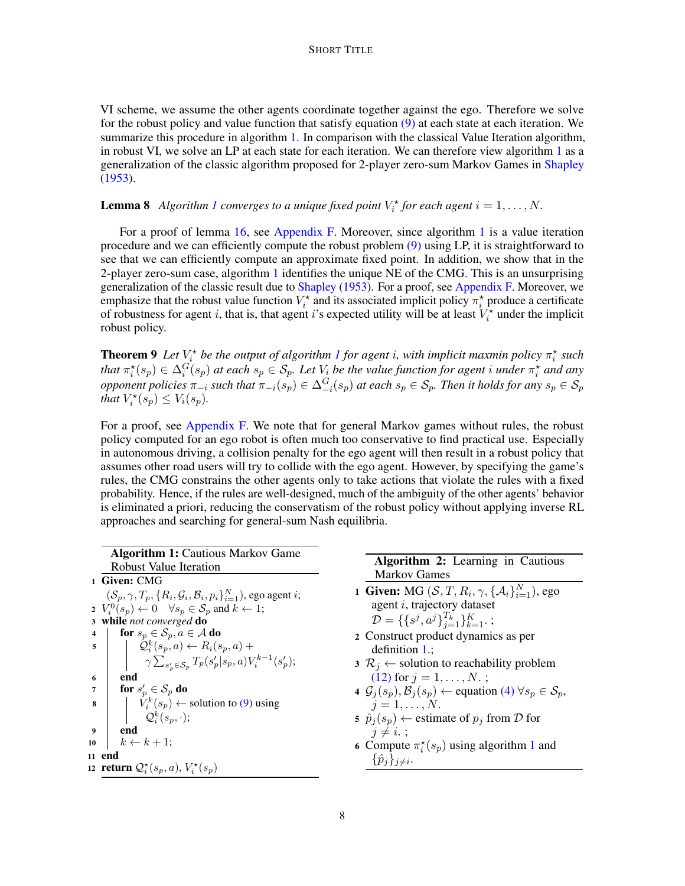VI scheme, we assume the other agents coordinate together against the ego. Therefore we solve for the robust policy and value function that satisfy equation (9) at each state at each iteration. We summarize this procedure in algorithm 1. In comparison with the classical Value Iteration algorithm, in robust VI, we solve an LP at each state for each iteration. We can therefore view algorithm 1 as a generalization of the classic algorithm proposed for 2-player zero-sum Markov Games in Shapley (1953).

**Lemma 8** *Algorithm 1 converges to a unique fixed point $V_i^\star$ for each agent $i = 1, \dots, N$.*

For a proof of lemma 16, see Appendix F. Moreover, since algorithm 1 is a value iteration procedure and we can efficiently compute the robust problem (9) using LP, it is straightforward to see that we can efficiently compute an approximate fixed point. In addition, we show that in the 2-player zero-sum case, algorithm 1 identifies the unique NE of the CMG. This is an unsurprising generalization of the classic result due to Shapley (1953). For a proof, see Appendix F. Moreover, we emphasize that the robust value function $V_i^\star$ and its associated implicit policy $\pi_i^\star$ produce a certificate of robustness for agent $i$, that is, that agent $i$'s expected utility will be at least $V_i^\star$ under the implicit robust policy.

**Theorem 9** *Let $V_i^\star$ be the output of algorithm 1 for agent $i$, with implicit maxmin policy $\pi_i^\star$ such that $\pi_i^\star(s_p) \in \Delta_i^G(s_p)$ at each $s_p \in \mathcal{S}_p$. Let $V_i$ be the value function for agent $i$ under $\pi_i^\star$ and any opponent policies $\pi_{-i}$ such that $\pi_{-i}(s_p) \in \Delta_{-i}^G(s_p)$ at each $s_p \in \mathcal{S}_p$. Then it holds for any $s_p \in \mathcal{S}_p$ that $V_i^\star(s_p) \leq V_i(s_p)$.*

For a proof, see Appendix F. We note that for general Markov games without rules, the robust policy computed for an ego robot is often much too conservative to find practical use. Especially in autonomous driving, a collision penalty for the ego agent will then result in a robust policy that assumes other road users will try to collide with the ego agent. However, by specifying the game's rules, the CMG constrains the other agents only to take actions that violate the rules with a fixed probability. Hence, if the rules are well-designed, much of the ambiguity of the other agents' behavior is eliminated a priori, reducing the conservatism of the robust policy without applying inverse RL approaches and searching for general-sum Nash equilibria.

**Algorithm 1:** Cautious Markov Game Robust Value Iteration

```
1  Given: CMG (S_p, γ, T_p, {R_i, G_i, B_i, p_i}_{i=1}^N), ego agent i;
2  V_i^0(s_p) ← 0   ∀s_p ∈ S_p and k ← 1;
3  while not converged do
4      for s_p ∈ S_p, a ∈ A do
5          Q_i^k(s_p, a) ← R_i(s_p, a) + γ Σ_{s'_p ∈ S_p} T_p(s'_p | s_p, a) V_i^{k-1}(s'_p);
6      end
7      for s'_p ∈ S_p do
8          V_i^k(s_p) ← solution to (9) using Q_i^k(s_p, ·);
9      end
10     k ← k + 1;
11 end
12 return Q_i^⋆(s_p, a), V_i^⋆(s_p)
```

**Algorithm 2:** Learning in Cautious Markov Games

```
1  Given: MG (S, T, R_i, γ, {A_i}_{i=1}^N), ego agent i, trajectory dataset D = {{s^j, a^j}_{j=1}^{T_k}}_{k=1}^K. ;
2  Construct product dynamics as per definition 1.;
3  R_j ← solution to reachability problem (12) for j = 1, ..., N. ;
4  G_j(s_p), B_j(s_p) ← equation (4) ∀s_p ∈ S_p, j = 1, ..., N.
5  p̂_j(s_p) ← estimate of p_j from D for j ≠ i. ;
6  Compute π_i^⋆(s_p) using algorithm 1 and {p̂_j}_{j≠i}.
```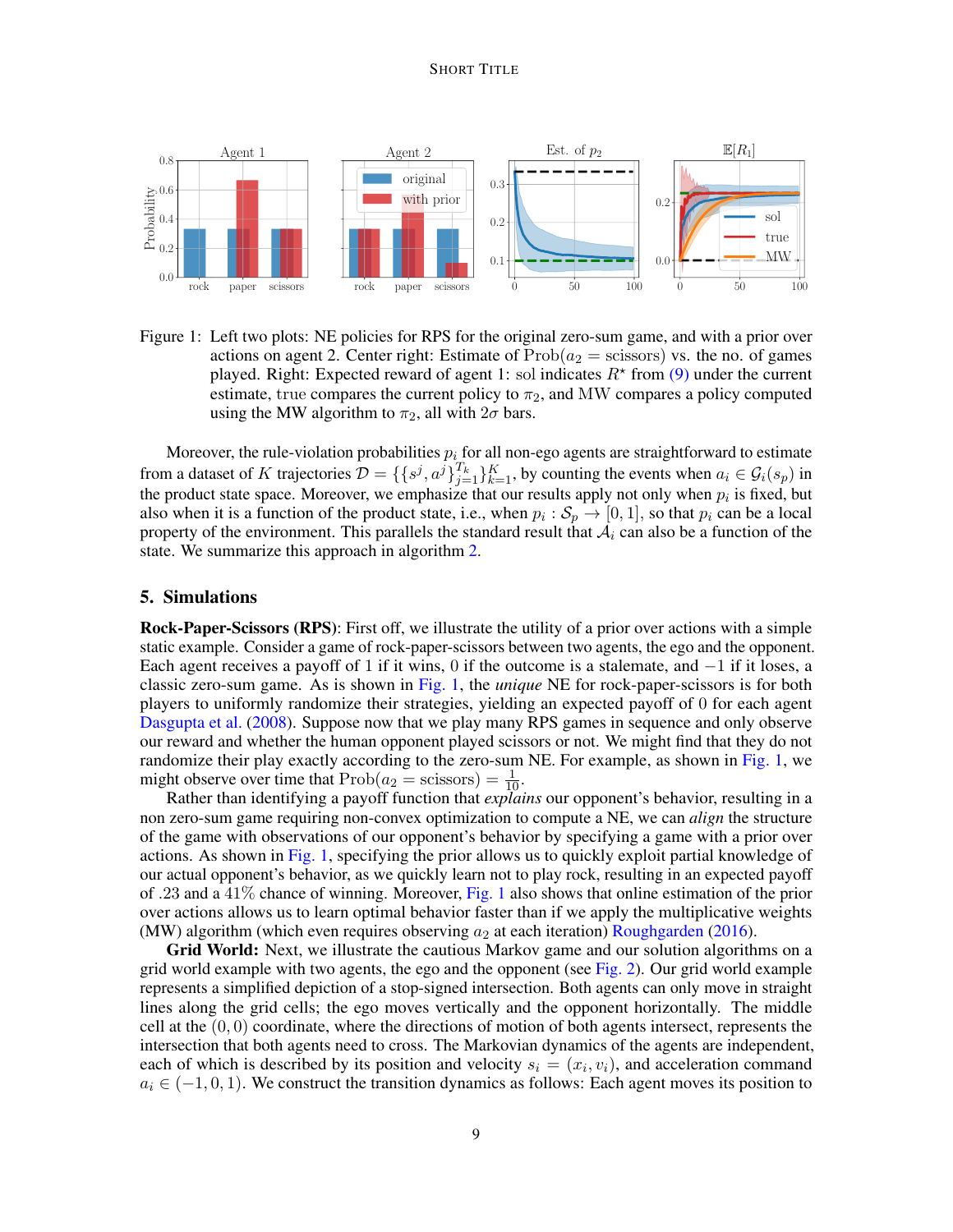Figure 1: Left two plots: NE policies for RPS for the original zero-sum game, and with a prior over actions on agent 2. Center right: Estimate of $\text{Prob}(a_2 = \text{scissors})$ vs. the no. of games played. Right: Expected reward of agent 1: sol indicates $R^\star$ from (9) under the current estimate, true compares the current policy to $\pi_2$, and MW compares a policy computed using the MW algorithm to $\pi_2$, all with $2\sigma$ bars.

Moreover, the rule-violation probabilities $p_i$ for all non-ego agents are straightforward to estimate from a dataset of $K$ trajectories $\mathcal{D} = \{\{s^j, a^j\}_{j=1}^{T_k}\}_{k=1}^{K}$, by counting the events when $a_i \in \mathcal{G}_i(s_p)$ in the product state space. Moreover, we emphasize that our results apply not only when $p_i$ is fixed, but also when it is a function of the product state, i.e., when $p_i : \mathcal{S}_p \to [0, 1]$, so that $p_i$ can be a local property of the environment. This parallels the standard result that $\mathcal{A}_i$ can also be a function of the state. We summarize this approach in algorithm 2.

## 5. Simulations

**Rock-Paper-Scissors (RPS)**: First off, we illustrate the utility of a prior over actions with a simple static example. Consider a game of rock-paper-scissors between two agents, the ego and the opponent. Each agent receives a payoff of 1 if it wins, 0 if the outcome is a stalemate, and $-1$ if it loses, a classic zero-sum game. As is shown in Fig. 1, the *unique* NE for rock-paper-scissors is for both players to uniformly randomize their strategies, yielding an expected payoff of 0 for each agent Dasgupta et al. (2008). Suppose now that we play many RPS games in sequence and only observe our reward and whether the human opponent played scissors or not. We might find that they do not randomize their play exactly according to the zero-sum NE. For example, as shown in Fig. 1, we might observe over time that $\text{Prob}(a_2 = \text{scissors}) = \frac{1}{10}$.

Rather than identifying a payoff function that *explains* our opponent's behavior, resulting in a non zero-sum game requiring non-convex optimization to compute a NE, we can *align* the structure of the game with observations of our opponent's behavior by specifying a game with a prior over actions. As shown in Fig. 1, specifying the prior allows us to quickly exploit partial knowledge of our actual opponent's behavior, as we quickly learn not to play rock, resulting in an expected payoff of .23 and a 41% chance of winning. Moreover, Fig. 1 also shows that online estimation of the prior over actions allows us to learn optimal behavior faster than if we apply the multiplicative weights (MW) algorithm (which even requires observing $a_2$ at each iteration) Roughgarden (2016).

**Grid World:** Next, we illustrate the cautious Markov game and our solution algorithms on a grid world example with two agents, the ego and the opponent (see Fig. 2). Our grid world example represents a simplified depiction of a stop-signed intersection. Both agents can only move in straight lines along the grid cells; the ego moves vertically and the opponent horizontally. The middle cell at the $(0, 0)$ coordinate, where the directions of motion of both agents intersect, represents the intersection that both agents need to cross. The Markovian dynamics of the agents are independent, each of which is described by its position and velocity $s_i = (x_i, v_i)$, and acceleration command $a_i \in (-1, 0, 1)$. We construct the transition dynamics as follows: Each agent moves its position to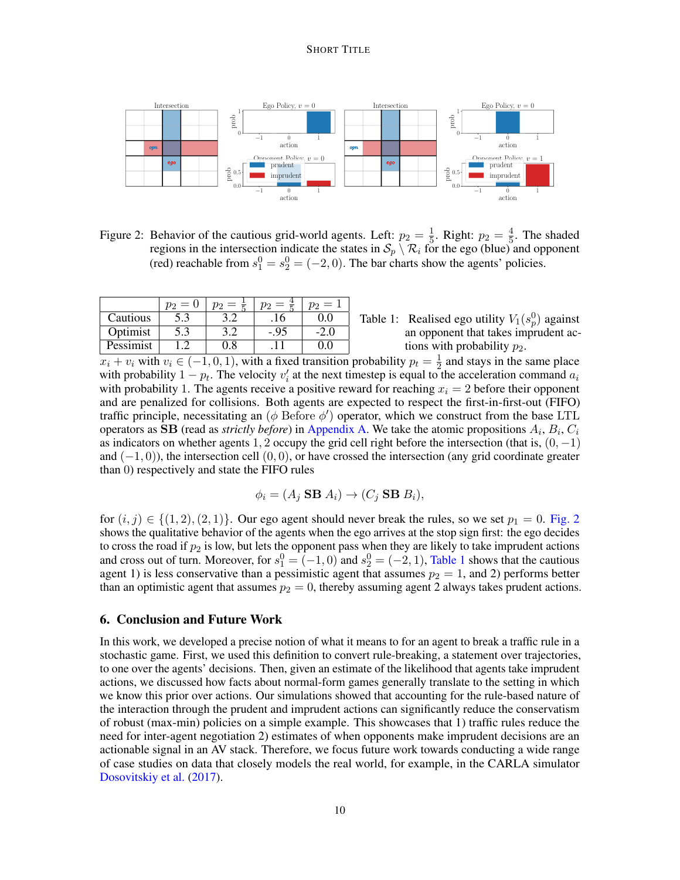Figure 2: Behavior of the cautious grid-world agents. Left: $p_2 = \frac{1}{5}$. Right: $p_2 = \frac{4}{5}$. The shaded regions in the intersection indicate the states in $\mathcal{S}_p \setminus \mathcal{R}_i$ for the ego (blue) and opponent (red) reachable from $s_1^0 = s_2^0 = (-2, 0)$. The bar charts show the agents' policies.

| | $p_2 = 0$ | $p_2 = \frac{1}{5}$ | $p_2 = \frac{4}{5}$ | $p_2 = 1$ |
|---|---|---|---|---|
| Cautious | 5.3 | 3.2 | .16 | 0.0 |
| Optimist | 5.3 | 3.2 | -.95 | -2.0 |
| Pessimist | 1.2 | 0.8 | .11 | 0.0 |

Table 1: Realised ego utility $V_1(s_p^0)$ against an opponent that takes imprudent actions with probability $p_2$.

$x_i + v_i$ with $v_i \in (-1, 0, 1)$, with a fixed transition probability $p_t = \frac{1}{2}$ and stays in the same place with probability $1 - p_t$. The velocity $v_i'$ at the next timestep is equal to the acceleration command $a_i$ with probability 1. The agents receive a positive reward for reaching $x_i = 2$ before their opponent and are penalized for collisions. Both agents are expected to respect the first-in-first-out (FIFO) traffic principle, necessitating an ($\phi$ Before $\phi'$) operator, which we construct from the base LTL operators as **SB** (read as *strictly before*) in Appendix A. We take the atomic propositions $A_i$, $B_i$, $C_i$ as indicators on whether agents 1, 2 occupy the grid cell right before the intersection (that is, $(0, -1)$ and $(-1, 0)$), the intersection cell $(0, 0)$, or have crossed the intersection (any grid coordinate greater than 0) respectively and state the FIFO rules

$$\phi_i = (A_j \ \mathbf{SB} \ A_i) \rightarrow (C_j \ \mathbf{SB} \ B_i),$$

for $(i, j) \in \{(1, 2), (2, 1)\}$. Our ego agent should never break the rules, so we set $p_1 = 0$. Fig. 2 shows the qualitative behavior of the agents when the ego arrives at the stop sign first: the ego decides to cross the road if $p_2$ is low, but lets the opponent pass when they are likely to take imprudent actions and cross out of turn. Moreover, for $s_1^0 = (-1, 0)$ and $s_2^0 = (-2, 1)$, Table 1 shows that the cautious agent 1) is less conservative than a pessimistic agent that assumes $p_2 = 1$, and 2) performs better than an optimistic agent that assumes $p_2 = 0$, thereby assuming agent 2 always takes prudent actions.

## 6. Conclusion and Future Work

In this work, we developed a precise notion of what it means to for an agent to break a traffic rule in a stochastic game. First, we used this definition to convert rule-breaking, a statement over trajectories, to one over the agents' decisions. Then, given an estimate of the likelihood that agents take imprudent actions, we discussed how facts about normal-form games generally translate to the setting in which we know this prior over actions. Our simulations showed that accounting for the rule-based nature of the interaction through the prudent and imprudent actions can significantly reduce the conservatism of robust (max-min) policies on a simple example. This showcases that 1) traffic rules reduce the need for inter-agent negotiation 2) estimates of when opponents make imprudent decisions are an actionable signal in an AV stack. Therefore, we focus future work towards conducting a wide range of case studies on data that closely models the real world, for example, in the CARLA simulator Dosovitskiy et al. (2017).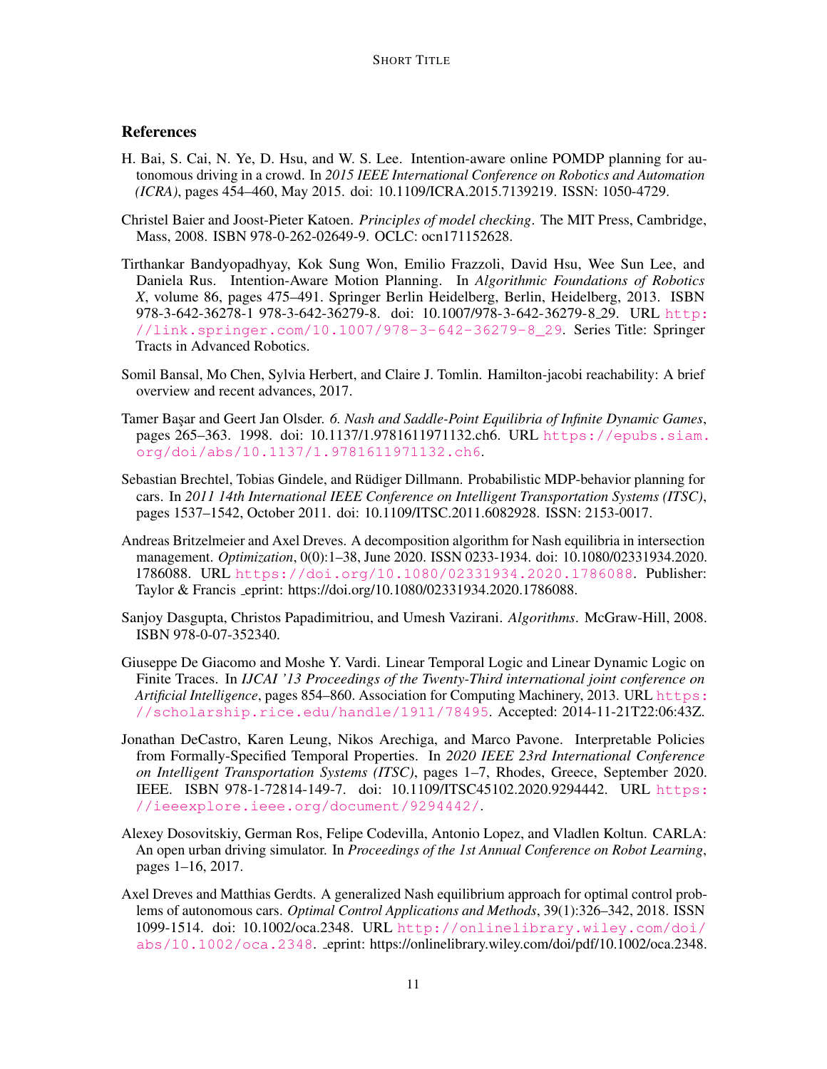## References

H. Bai, S. Cai, N. Ye, D. Hsu, and W. S. Lee. Intention-aware online POMDP planning for autonomous driving in a crowd. In *2015 IEEE International Conference on Robotics and Automation (ICRA)*, pages 454–460, May 2015. doi: 10.1109/ICRA.2015.7139219. ISSN: 1050-4729.

Christel Baier and Joost-Pieter Katoen. *Principles of model checking*. The MIT Press, Cambridge, Mass, 2008. ISBN 978-0-262-02649-9. OCLC: ocn171152628.

Tirthankar Bandyopadhyay, Kok Sung Won, Emilio Frazzoli, David Hsu, Wee Sun Lee, and Daniela Rus. Intention-Aware Motion Planning. In *Algorithmic Foundations of Robotics X*, volume 86, pages 475–491. Springer Berlin Heidelberg, Berlin, Heidelberg, 2013. ISBN 978-3-642-36278-1 978-3-642-36279-8. doi: 10.1007/978-3-642-36279-8_29. URL http://link.springer.com/10.1007/978-3-642-36279-8_29. Series Title: Springer Tracts in Advanced Robotics.

Somil Bansal, Mo Chen, Sylvia Herbert, and Claire J. Tomlin. Hamilton-jacobi reachability: A brief overview and recent advances, 2017.

Tamer Başar and Geert Jan Olsder. *6. Nash and Saddle-Point Equilibria of Infinite Dynamic Games*, pages 265–363. 1998. doi: 10.1137/1.9781611971132.ch6. URL https://epubs.siam.org/doi/abs/10.1137/1.9781611971132.ch6.

Sebastian Brechtel, Tobias Gindele, and Rüdiger Dillmann. Probabilistic MDP-behavior planning for cars. In *2011 14th International IEEE Conference on Intelligent Transportation Systems (ITSC)*, pages 1537–1542, October 2011. doi: 10.1109/ITSC.2011.6082928. ISSN: 2153-0017.

Andreas Britzelmeier and Axel Dreves. A decomposition algorithm for Nash equilibria in intersection management. *Optimization*, 0(0):1–38, June 2020. ISSN 0233-1934. doi: 10.1080/02331934.2020.1786088. URL https://doi.org/10.1080/02331934.2020.1786088. Publisher: Taylor & Francis _eprint: https://doi.org/10.1080/02331934.2020.1786088.

Sanjoy Dasgupta, Christos Papadimitriou, and Umesh Vazirani. *Algorithms*. McGraw-Hill, 2008. ISBN 978-0-07-352340.

Giuseppe De Giacomo and Moshe Y. Vardi. Linear Temporal Logic and Linear Dynamic Logic on Finite Traces. In *IJCAI '13 Proceedings of the Twenty-Third international joint conference on Artificial Intelligence*, pages 854–860. Association for Computing Machinery, 2013. URL https://scholarship.rice.edu/handle/1911/78495. Accepted: 2014-11-21T22:06:43Z.

Jonathan DeCastro, Karen Leung, Nikos Arechiga, and Marco Pavone. Interpretable Policies from Formally-Specified Temporal Properties. In *2020 IEEE 23rd International Conference on Intelligent Transportation Systems (ITSC)*, pages 1–7, Rhodes, Greece, September 2020. IEEE. ISBN 978-1-72814-149-7. doi: 10.1109/ITSC45102.2020.9294442. URL https://ieeexplore.ieee.org/document/9294442/.

Alexey Dosovitskiy, German Ros, Felipe Codevilla, Antonio Lopez, and Vladlen Koltun. CARLA: An open urban driving simulator. In *Proceedings of the 1st Annual Conference on Robot Learning*, pages 1–16, 2017.

Axel Dreves and Matthias Gerdts. A generalized Nash equilibrium approach for optimal control problems of autonomous cars. *Optimal Control Applications and Methods*, 39(1):326–342, 2018. ISSN 1099-1514. doi: 10.1002/oca.2348. URL http://onlinelibrary.wiley.com/doi/abs/10.1002/oca.2348. _eprint: https://onlinelibrary.wiley.com/doi/pdf/10.1002/oca.2348.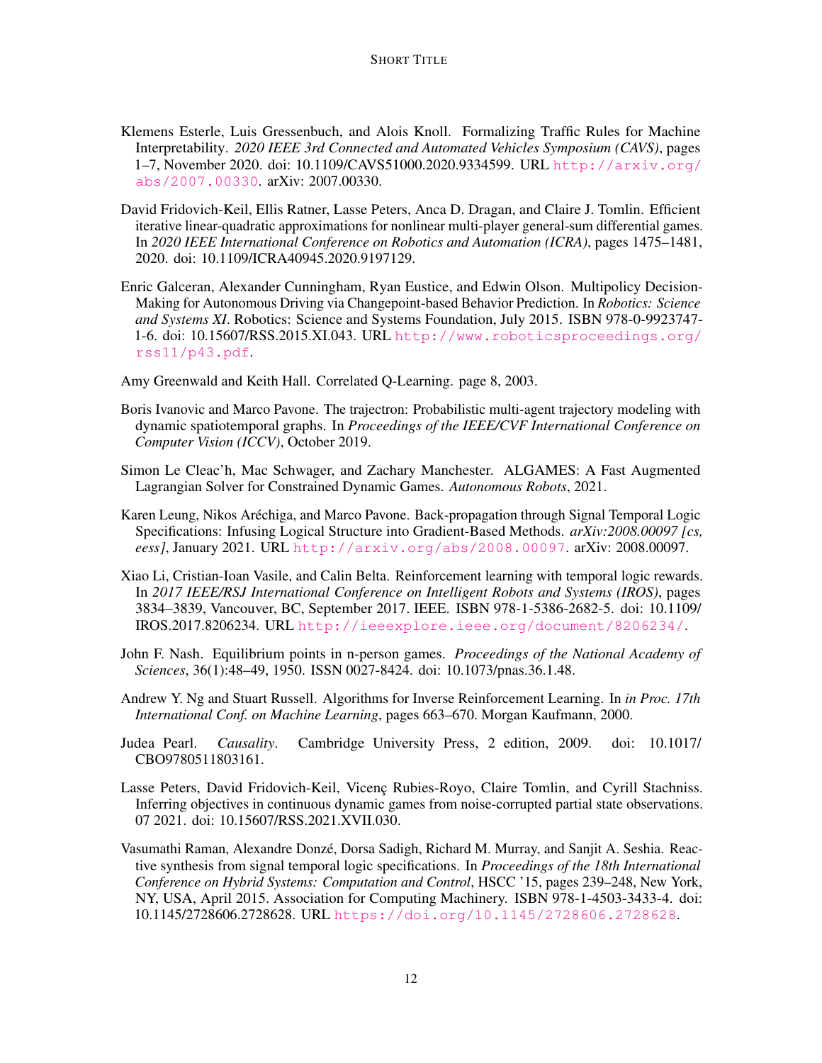Klemens Esterle, Luis Gressenbuch, and Alois Knoll. Formalizing Traffic Rules for Machine Interpretability. *2020 IEEE 3rd Connected and Automated Vehicles Symposium (CAVS)*, pages 1–7, November 2020. doi: 10.1109/CAVS51000.2020.9334599. URL http://arxiv.org/abs/2007.00330. arXiv: 2007.00330.

David Fridovich-Keil, Ellis Ratner, Lasse Peters, Anca D. Dragan, and Claire J. Tomlin. Efficient iterative linear-quadratic approximations for nonlinear multi-player general-sum differential games. In *2020 IEEE International Conference on Robotics and Automation (ICRA)*, pages 1475–1481, 2020. doi: 10.1109/ICRA40945.2020.9197129.

Enric Galceran, Alexander Cunningham, Ryan Eustice, and Edwin Olson. Multipolicy Decision-Making for Autonomous Driving via Changepoint-based Behavior Prediction. In *Robotics: Science and Systems XI*. Robotics: Science and Systems Foundation, July 2015. ISBN 978-0-9923747-1-6. doi: 10.15607/RSS.2015.XI.043. URL http://www.roboticsproceedings.org/rss11/p43.pdf.

Amy Greenwald and Keith Hall. Correlated Q-Learning. page 8, 2003.

Boris Ivanovic and Marco Pavone. The trajectron: Probabilistic multi-agent trajectory modeling with dynamic spatiotemporal graphs. In *Proceedings of the IEEE/CVF International Conference on Computer Vision (ICCV)*, October 2019.

Simon Le Cleac'h, Mac Schwager, and Zachary Manchester. ALGAMES: A Fast Augmented Lagrangian Solver for Constrained Dynamic Games. *Autonomous Robots*, 2021.

Karen Leung, Nikos Aréchiga, and Marco Pavone. Back-propagation through Signal Temporal Logic Specifications: Infusing Logical Structure into Gradient-Based Methods. *arXiv:2008.00097 [cs, eess]*, January 2021. URL http://arxiv.org/abs/2008.00097. arXiv: 2008.00097.

Xiao Li, Cristian-Ioan Vasile, and Calin Belta. Reinforcement learning with temporal logic rewards. In *2017 IEEE/RSJ International Conference on Intelligent Robots and Systems (IROS)*, pages 3834–3839, Vancouver, BC, September 2017. IEEE. ISBN 978-1-5386-2682-5. doi: 10.1109/IROS.2017.8206234. URL http://ieeexplore.ieee.org/document/8206234/.

John F. Nash. Equilibrium points in n-person games. *Proceedings of the National Academy of Sciences*, 36(1):48–49, 1950. ISSN 0027-8424. doi: 10.1073/pnas.36.1.48.

Andrew Y. Ng and Stuart Russell. Algorithms for Inverse Reinforcement Learning. In *in Proc. 17th International Conf. on Machine Learning*, pages 663–670. Morgan Kaufmann, 2000.

Judea Pearl. *Causality*. Cambridge University Press, 2 edition, 2009. doi: 10.1017/CBO9780511803161.

Lasse Peters, David Fridovich-Keil, Vicenç Rubies-Royo, Claire Tomlin, and Cyrill Stachniss. Inferring objectives in continuous dynamic games from noise-corrupted partial state observations. 07 2021. doi: 10.15607/RSS.2021.XVII.030.

Vasumathi Raman, Alexandre Donzé, Dorsa Sadigh, Richard M. Murray, and Sanjit A. Seshia. Reactive synthesis from signal temporal logic specifications. In *Proceedings of the 18th International Conference on Hybrid Systems: Computation and Control*, HSCC '15, pages 239–248, New York, NY, USA, April 2015. Association for Computing Machinery. ISBN 978-1-4503-3433-4. doi: 10.1145/2728606.2728628. URL https://doi.org/10.1145/2728606.2728628.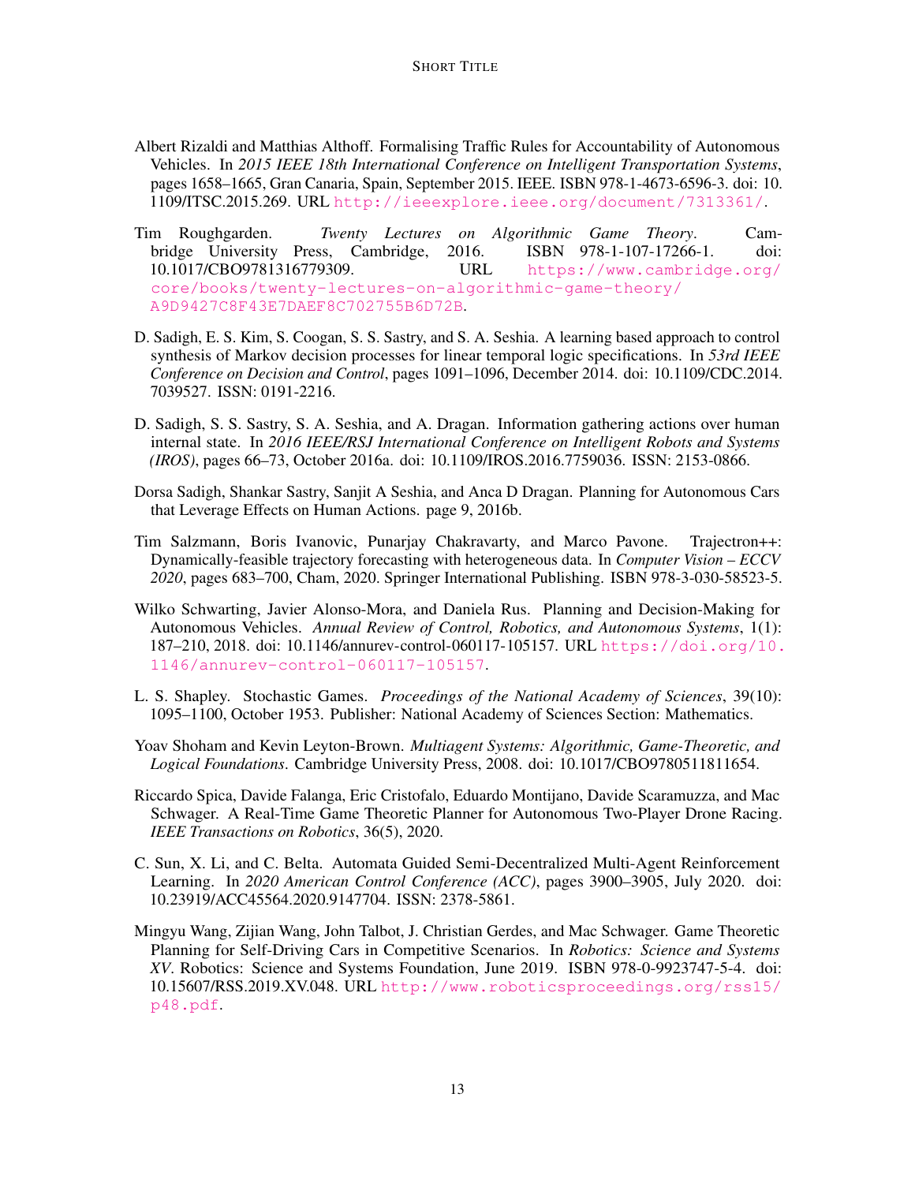Albert Rizaldi and Matthias Althoff. Formalising Traffic Rules for Accountability of Autonomous Vehicles. In *2015 IEEE 18th International Conference on Intelligent Transportation Systems*, pages 1658–1665, Gran Canaria, Spain, September 2015. IEEE. ISBN 978-1-4673-6596-3. doi: 10.1109/ITSC.2015.269. URL http://ieeexplore.ieee.org/document/7313361/.

Tim Roughgarden. *Twenty Lectures on Algorithmic Game Theory*. Cambridge University Press, Cambridge, 2016. ISBN 978-1-107-17266-1. doi: 10.1017/CBO9781316779309. URL https://www.cambridge.org/core/books/twenty-lectures-on-algorithmic-game-theory/A9D9427C8F43E7DAEF8C702755B6D72B.

D. Sadigh, E. S. Kim, S. Coogan, S. S. Sastry, and S. A. Seshia. A learning based approach to control synthesis of Markov decision processes for linear temporal logic specifications. In *53rd IEEE Conference on Decision and Control*, pages 1091–1096, December 2014. doi: 10.1109/CDC.2014.7039527. ISSN: 0191-2216.

D. Sadigh, S. S. Sastry, S. A. Seshia, and A. Dragan. Information gathering actions over human internal state. In *2016 IEEE/RSJ International Conference on Intelligent Robots and Systems (IROS)*, pages 66–73, October 2016a. doi: 10.1109/IROS.2016.7759036. ISSN: 2153-0866.

Dorsa Sadigh, Shankar Sastry, Sanjit A Seshia, and Anca D Dragan. Planning for Autonomous Cars that Leverage Effects on Human Actions. page 9, 2016b.

Tim Salzmann, Boris Ivanovic, Punarjay Chakravarty, and Marco Pavone. Trajectron++: Dynamically-feasible trajectory forecasting with heterogeneous data. In *Computer Vision – ECCV 2020*, pages 683–700, Cham, 2020. Springer International Publishing. ISBN 978-3-030-58523-5.

Wilko Schwarting, Javier Alonso-Mora, and Daniela Rus. Planning and Decision-Making for Autonomous Vehicles. *Annual Review of Control, Robotics, and Autonomous Systems*, 1(1): 187–210, 2018. doi: 10.1146/annurev-control-060117-105157. URL https://doi.org/10.1146/annurev-control-060117-105157.

L. S. Shapley. Stochastic Games. *Proceedings of the National Academy of Sciences*, 39(10): 1095–1100, October 1953. Publisher: National Academy of Sciences Section: Mathematics.

Yoav Shoham and Kevin Leyton-Brown. *Multiagent Systems: Algorithmic, Game-Theoretic, and Logical Foundations*. Cambridge University Press, 2008. doi: 10.1017/CBO9780511811654.

Riccardo Spica, Davide Falanga, Eric Cristofalo, Eduardo Montijano, Davide Scaramuzza, and Mac Schwager. A Real-Time Game Theoretic Planner for Autonomous Two-Player Drone Racing. *IEEE Transactions on Robotics*, 36(5), 2020.

C. Sun, X. Li, and C. Belta. Automata Guided Semi-Decentralized Multi-Agent Reinforcement Learning. In *2020 American Control Conference (ACC)*, pages 3900–3905, July 2020. doi: 10.23919/ACC45564.2020.9147704. ISSN: 2378-5861.

Mingyu Wang, Zijian Wang, John Talbot, J. Christian Gerdes, and Mac Schwager. Game Theoretic Planning for Self-Driving Cars in Competitive Scenarios. In *Robotics: Science and Systems XV*. Robotics: Science and Systems Foundation, June 2019. ISBN 978-0-9923747-5-4. doi: 10.15607/RSS.2019.XV.048. URL http://www.roboticsproceedings.org/rss15/p48.pdf.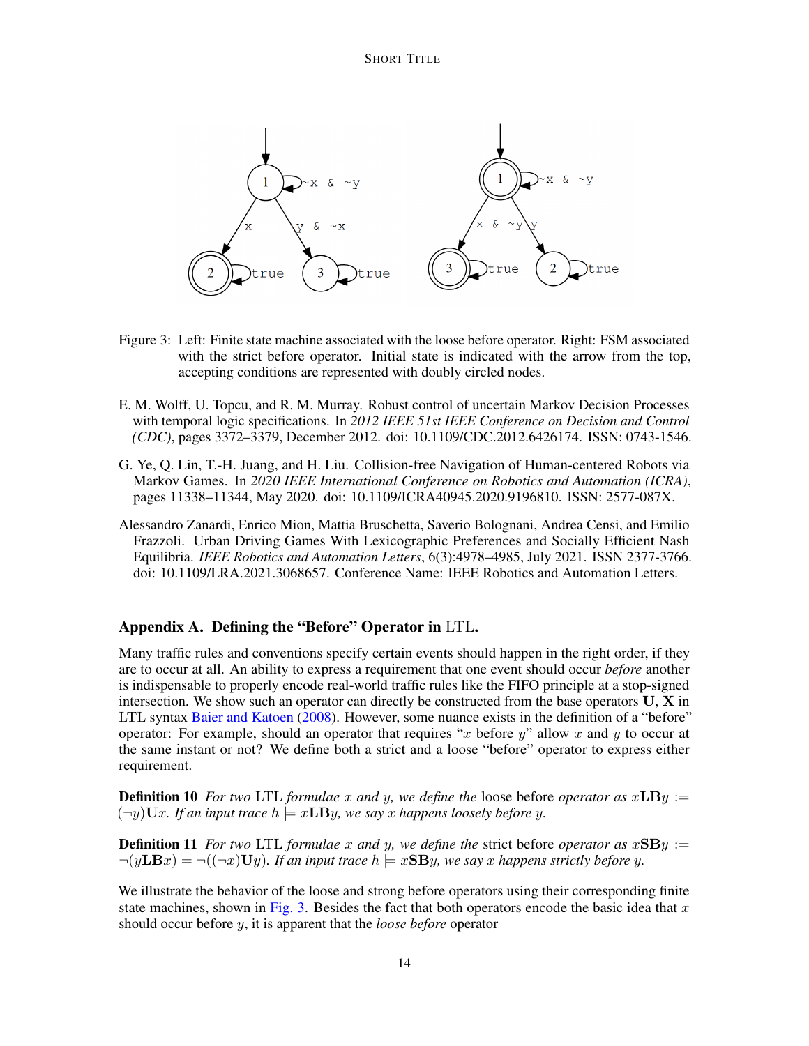Figure 3: Left: Finite state machine associated with the loose before operator. Right: FSM associated with the strict before operator. Initial state is indicated with the arrow from the top, accepting conditions are represented with doubly circled nodes.

E. M. Wolff, U. Topcu, and R. M. Murray. Robust control of uncertain Markov Decision Processes with temporal logic specifications. In *2012 IEEE 51st IEEE Conference on Decision and Control (CDC)*, pages 3372–3379, December 2012. doi: 10.1109/CDC.2012.6426174. ISSN: 0743-1546.

G. Ye, Q. Lin, T.-H. Juang, and H. Liu. Collision-free Navigation of Human-centered Robots via Markov Games. In *2020 IEEE International Conference on Robotics and Automation (ICRA)*, pages 11338–11344, May 2020. doi: 10.1109/ICRA40945.2020.9196810. ISSN: 2577-087X.

Alessandro Zanardi, Enrico Mion, Mattia Bruschetta, Saverio Bolognani, Andrea Censi, and Emilio Frazzoli. Urban Driving Games With Lexicographic Preferences and Socially Efficient Nash Equilibria. *IEEE Robotics and Automation Letters*, 6(3):4978–4985, July 2021. ISSN 2377-3766. doi: 10.1109/LRA.2021.3068657. Conference Name: IEEE Robotics and Automation Letters.

## Appendix A. Defining the "Before" Operator in LTL.

Many traffic rules and conventions specify certain events should happen in the right order, if they are to occur at all. An ability to express a requirement that one event should occur *before* another is indispensable to properly encode real-world traffic rules like the FIFO principle at a stop-signed intersection. We show such an operator can directly be constructed from the base operators $\mathbf{U}$, $\mathbf{X}$ in LTL syntax Baier and Katoen (2008). However, some nuance exists in the definition of a "before" operator: For example, should an operator that requires "$x$ before $y$" allow $x$ and $y$ to occur at the same instant or not? We define both a strict and a loose "before" operator to express either requirement.

**Definition 10** *For two* LTL *formulae $x$ and $y$, we define the* loose before *operator as* $x\mathbf{LB}y := (\neg y)\mathbf{U}x$. *If an input trace $h \models x\mathbf{LB}y$, we say $x$ happens loosely before $y$.*

**Definition 11** *For two* LTL *formulae $x$ and $y$, we define the* strict before *operator as* $x\mathbf{SB}y := \neg(y\mathbf{LB}x) = \neg((\neg x)\mathbf{U}y)$. *If an input trace $h \models x\mathbf{SB}y$, we say $x$ happens strictly before $y$.*

We illustrate the behavior of the loose and strong before operators using their corresponding finite state machines, shown in Fig. 3. Besides the fact that both operators encode the basic idea that $x$ should occur before $y$, it is apparent that the *loose before* operator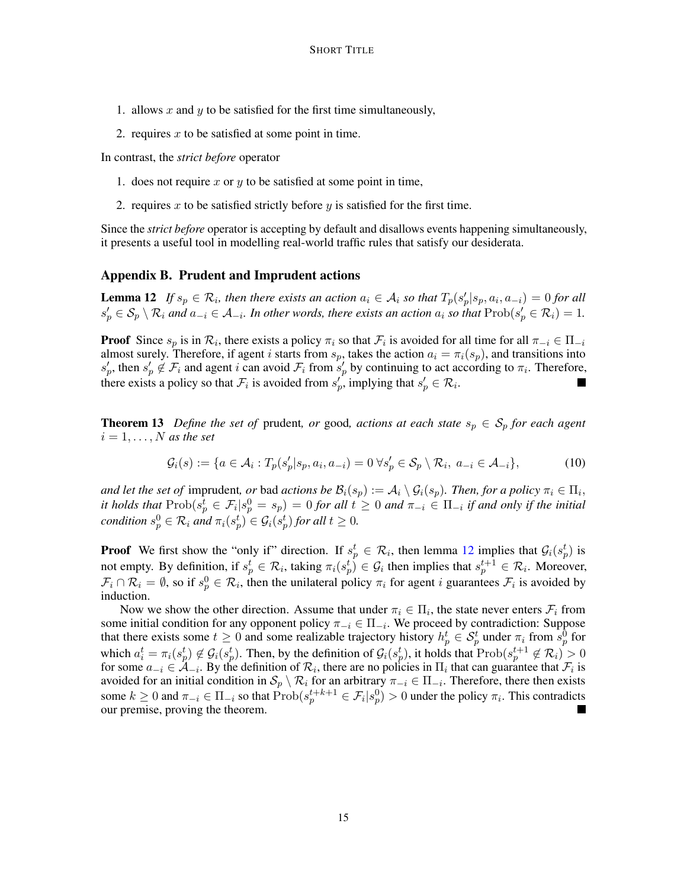1. allows $x$ and $y$ to be satisfied for the first time simultaneously,
2. requires $x$ to be satisfied at some point in time.

In contrast, the *strict before* operator

1. does not require $x$ or $y$ to be satisfied at some point in time,
2. requires $x$ to be satisfied strictly before $y$ is satisfied for the first time.

Since the *strict before* operator is accepting by default and disallows events happening simultaneously, it presents a useful tool in modelling real-world traffic rules that satisfy our desiderata.

## Appendix B. Prudent and Imprudent actions

**Lemma 12** *If $s_p \in \mathcal{R}_i$, then there exists an action $a_i \in \mathcal{A}_i$ so that $T_p(s'_p|s_p, a_i, a_{-i}) = 0$ for all $s'_p \in \mathcal{S}_p \setminus \mathcal{R}_i$ and $a_{-i} \in \mathcal{A}_{-i}$. In other words, there exists an action $a_i$ so that $\mathrm{Prob}(s'_p \in \mathcal{R}_i) = 1$.*

**Proof** Since $s_p$ is in $\mathcal{R}_i$, there exists a policy $\pi_i$ so that $\mathcal{F}_i$ is avoided for all time for all $\pi_{-i} \in \Pi_{-i}$ almost surely. Therefore, if agent $i$ starts from $s_p$, takes the action $a_i = \pi_i(s_p)$, and transitions into $s'_p$, then $s'_p \notin \mathcal{F}_i$ and agent $i$ can avoid $\mathcal{F}_i$ from $s'_p$ by continuing to act according to $\pi_i$. Therefore, there exists a policy so that $\mathcal{F}_i$ is avoided from $s'_p$, implying that $s'_p \in \mathcal{R}_i$. ■

**Theorem 13** *Define the set of* prudent*, or* good*, actions at each state $s_p \in \mathcal{S}_p$ for each agent $i = 1, \ldots, N$ as the set*

$$\mathcal{G}_i(s) := \{a \in \mathcal{A}_i : T_p(s'_p|s_p, a_i, a_{-i}) = 0 \; \forall s'_p \in \mathcal{S}_p \setminus \mathcal{R}_i, \; a_{-i} \in \mathcal{A}_{-i}\}, \tag{10}$$

*and let the set of* imprudent*, or* bad *actions be $\mathcal{B}_i(s_p) := \mathcal{A}_i \setminus \mathcal{G}_i(s_p)$. Then, for a policy $\pi_i \in \Pi_i$, it holds that $\mathrm{Prob}(s^t_p \in \mathcal{F}_i | s^0_p = s_p) = 0$ for all $t \geq 0$ and $\pi_{-i} \in \Pi_{-i}$ if and only if the initial condition $s^0_p \in \mathcal{R}_i$ and $\pi_i(s^t_p) \in \mathcal{G}_i(s^t_p)$ for all $t \geq 0$.*

**Proof** We first show the "only if" direction. If $s^t_p \in \mathcal{R}_i$, then lemma 12 implies that $\mathcal{G}_i(s^t_p)$ is not empty. By definition, if $s^t_p \in \mathcal{R}_i$, taking $\pi_i(s^t_p) \in \mathcal{G}_i$ then implies that $s^{t+1}_p \in \mathcal{R}_i$. Moreover, $\mathcal{F}_i \cap \mathcal{R}_i = \emptyset$, so if $s^0_p \in \mathcal{R}_i$, then the unilateral policy $\pi_i$ for agent $i$ guarantees $\mathcal{F}_i$ is avoided by induction.

Now we show the other direction. Assume that under $\pi_i \in \Pi_i$, the state never enters $\mathcal{F}_i$ from some initial condition for any opponent policy $\pi_{-i} \in \Pi_{-i}$. We proceed by contradiction: Suppose that there exists some $t \geq 0$ and some realizable trajectory history $h^t_p \in \mathcal{S}^t_p$ under $\pi_i$ from $s^0_p$ for which $a^t_i = \pi_i(s^t_p) \notin \mathcal{G}_i(s^t_p)$. Then, by the definition of $\mathcal{G}_i(s^t_p)$, it holds that $\mathrm{Prob}(s^{t+1}_p \notin \mathcal{R}_i) > 0$ for some $a_{-i} \in \mathcal{A}_{-i}$. By the definition of $\mathcal{R}_i$, there are no policies in $\Pi_i$ that can guarantee that $\mathcal{F}_i$ is avoided for an initial condition in $\mathcal{S}_p \setminus \mathcal{R}_i$ for an arbitrary $\pi_{-i} \in \Pi_{-i}$. Therefore, there then exists some $k \geq 0$ and $\pi_{-i} \in \Pi_{-i}$ so that $\mathrm{Prob}(s^{t+k+1}_p \in \mathcal{F}_i | s^0_p) > 0$ under the policy $\pi_i$. This contradicts our premise, proving the theorem. ■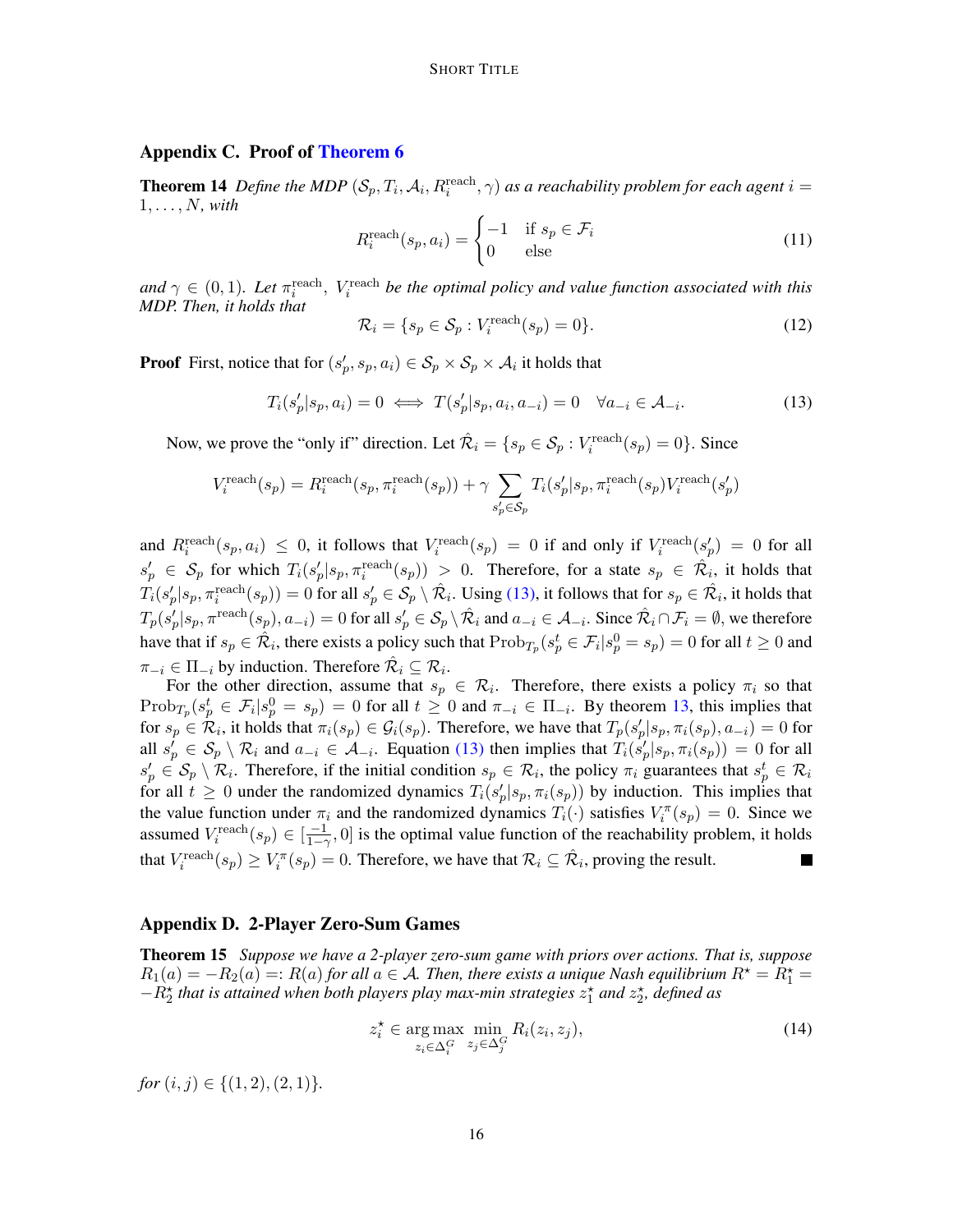## Appendix C. Proof of Theorem 6

**Theorem 14** *Define the MDP $(\mathcal{S}_p, T_i, \mathcal{A}_i, R_i^{\text{reach}}, \gamma)$ as a reachability problem for each agent $i = 1, \dots, N$, with*

$$R_i^{\text{reach}}(s_p, a_i) = \begin{cases} -1 & \text{if } s_p \in \mathcal{F}_i \\ 0 & \text{else} \end{cases} \tag{11}$$

*and $\gamma \in (0, 1)$. Let $\pi_i^{\text{reach}}$, $V_i^{\text{reach}}$ be the optimal policy and value function associated with this MDP. Then, it holds that*

$$\mathcal{R}_i = \{s_p \in \mathcal{S}_p : V_i^{\text{reach}}(s_p) = 0\}. \tag{12}$$

**Proof** First, notice that for $(s_p', s_p, a_i) \in \mathcal{S}_p \times \mathcal{S}_p \times \mathcal{A}_i$ it holds that

$$T_i(s_p'|s_p, a_i) = 0 \iff T(s_p'|s_p, a_i, a_{-i}) = 0 \quad \forall a_{-i} \in \mathcal{A}_{-i}. \tag{13}$$

Now, we prove the "only if" direction. Let $\hat{\mathcal{R}}_i = \{s_p \in \mathcal{S}_p : V_i^{\text{reach}}(s_p) = 0\}$. Since

$$V_i^{\text{reach}}(s_p) = R_i^{\text{reach}}(s_p, \pi_i^{\text{reach}}(s_p)) + \gamma \sum_{s_p' \in \mathcal{S}_p} T_i(s_p'|s_p, \pi_i^{\text{reach}}(s_p) V_i^{\text{reach}}(s_p')$$

and $R_i^{\text{reach}}(s_p, a_i) \leq 0$, it follows that $V_i^{\text{reach}}(s_p) = 0$ if and only if $V_i^{\text{reach}}(s_p') = 0$ for all $s_p' \in \mathcal{S}_p$ for which $T_i(s_p'|s_p, \pi_i^{\text{reach}}(s_p)) > 0$. Therefore, for a state $s_p \in \hat{\mathcal{R}}_i$, it holds that $T_i(s_p'|s_p, \pi_i^{\text{reach}}(s_p)) = 0$ for all $s_p' \in \mathcal{S}_p \setminus \hat{\mathcal{R}}_i$. Using (13), it follows that for $s_p \in \hat{\mathcal{R}}_i$, it holds that $T_p(s_p'|s_p, \pi^{\text{reach}}(s_p), a_{-i}) = 0$ for all $s_p' \in \mathcal{S}_p \setminus \hat{\mathcal{R}}_i$ and $a_{-i} \in \mathcal{A}_{-i}$. Since $\hat{\mathcal{R}}_i \cap \mathcal{F}_i = \emptyset$, we therefore have that if $s_p \in \hat{\mathcal{R}}_i$, there exists a policy such that $\text{Prob}_{T_p}(s_p^t \in \mathcal{F}_i | s_p^0 = s_p) = 0$ for all $t \geq 0$ and $\pi_{-i} \in \Pi_{-i}$ by induction. Therefore $\hat{\mathcal{R}}_i \subseteq \mathcal{R}_i$.

For the other direction, assume that $s_p \in \mathcal{R}_i$. Therefore, there exists a policy $\pi_i$ so that $\text{Prob}_{T_p}(s_p^t \in \mathcal{F}_i | s_p^0 = s_p) = 0$ for all $t \geq 0$ and $\pi_{-i} \in \Pi_{-i}$. By theorem 13, this implies that for $s_p \in \mathcal{R}_i$, it holds that $\pi_i(s_p) \in \mathcal{G}_i(s_p)$. Therefore, we have that $T_p(s_p'|s_p, \pi_i(s_p), a_{-i}) = 0$ for all $s_p' \in \mathcal{S}_p \setminus \mathcal{R}_i$ and $a_{-i} \in \mathcal{A}_{-i}$. Equation (13) then implies that $T_i(s_p'|s_p, \pi_i(s_p)) = 0$ for all $s_p' \in \mathcal{S}_p \setminus \mathcal{R}_i$. Therefore, if the initial condition $s_p \in \mathcal{R}_i$, the policy $\pi_i$ guarantees that $s_p^t \in \mathcal{R}_i$ for all $t \geq 0$ under the randomized dynamics $T_i(s_p'|s_p, \pi_i(s_p))$ by induction. This implies that the value function under $\pi_i$ and the randomized dynamics $T_i(\cdot)$ satisfies $V_i^{\pi}(s_p) = 0$. Since we assumed $V_i^{\text{reach}}(s_p) \in [\frac{-1}{1-\gamma}, 0]$ is the optimal value function of the reachability problem, it holds that $V_i^{\text{reach}}(s_p) \geq V_i^{\pi}(s_p) = 0$. Therefore, we have that $\mathcal{R}_i \subseteq \hat{\mathcal{R}}_i$, proving the result. ∎

## Appendix D. 2-Player Zero-Sum Games

**Theorem 15** *Suppose we have a 2-player zero-sum game with priors over actions. That is, suppose $R_1(a) = -R_2(a) =: R(a)$ for all $a \in \mathcal{A}$. Then, there exists a unique Nash equilibrium $R^\star = R_1^\star = -R_2^\star$ that is attained when both players play max-min strategies $z_1^\star$ and $z_2^\star$, defined as*

$$z_i^\star \in \arg\max_{z_i \in \Delta_i^G} \min_{z_j \in \Delta_j^G} R_i(z_i, z_j), \tag{14}$$

*for $(i, j) \in \{(1, 2), (2, 1)\}$.*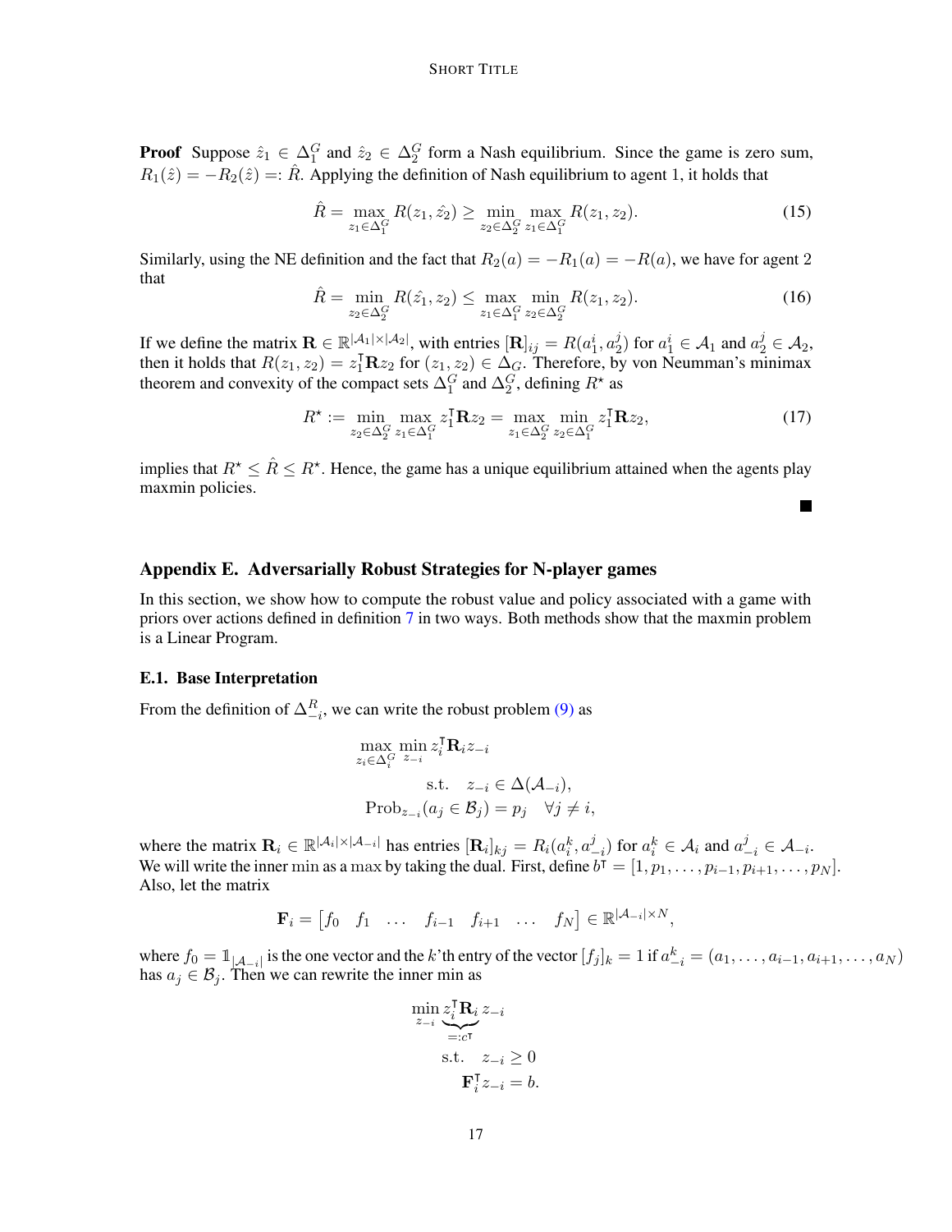**Proof** Suppose $\hat{z}_1 \in \Delta_1^G$ and $\hat{z}_2 \in \Delta_2^G$ form a Nash equilibrium. Since the game is zero sum, $R_1(\hat{z}) = -R_2(\hat{z}) =: \hat{R}$. Applying the definition of Nash equilibrium to agent 1, it holds that

$$\hat{R} = \max_{z_1 \in \Delta_1^G} R(z_1, \hat{z_2}) \geq \min_{z_2 \in \Delta_2^G} \max_{z_1 \in \Delta_1^G} R(z_1, z_2). \tag{15}$$

Similarly, using the NE definition and the fact that $R_2(a) = -R_1(a) = -R(a)$, we have for agent 2 that

$$\hat{R} = \min_{z_2 \in \Delta_2^G} R(\hat{z_1}, z_2) \leq \max_{z_1 \in \Delta_1^G} \min_{z_2 \in \Delta_2^G} R(z_1, z_2). \tag{16}$$

If we define the matrix $\mathbf{R} \in \mathbb{R}^{|\mathcal{A}_1| \times |\mathcal{A}_2|}$, with entries $[\mathbf{R}]_{ij} = R(a_1^i, a_2^j)$ for $a_1^i \in \mathcal{A}_1$ and $a_2^j \in \mathcal{A}_2$, then it holds that $R(z_1, z_2) = z_1^\intercal \mathbf{R} z_2$ for $(z_1, z_2) \in \Delta_G$. Therefore, by von Neumman's minimax theorem and convexity of the compact sets $\Delta_1^G$ and $\Delta_2^G$, defining $R^\star$ as

$$R^\star := \min_{z_2 \in \Delta_2^G} \max_{z_1 \in \Delta_1^G} z_1^\intercal \mathbf{R} z_2 = \max_{z_1 \in \Delta_2^G} \min_{z_2 \in \Delta_1^G} z_1^\intercal \mathbf{R} z_2, \tag{17}$$

implies that $R^\star \leq \hat{R} \leq R^\star$. Hence, the game has a unique equilibrium attained when the agents play maxmin policies.

∎

## Appendix E. Adversarially Robust Strategies for N-player games

In this section, we show how to compute the robust value and policy associated with a game with priors over actions defined in definition 7 in two ways. Both methods show that the maxmin problem is a Linear Program.

### E.1. Base Interpretation

From the definition of $\Delta_{-i}^R$, we can write the robust problem (9) as

$$\begin{aligned}
\max_{z_i \in \Delta_i^G} \min_{z_{-i}} \; & z_i^\intercal \mathbf{R}_i z_{-i} \\
\text{s.t.} \quad & z_{-i} \in \Delta(\mathcal{A}_{-i}), \\
& \text{Prob}_{z_{-i}}(a_j \in \mathcal{B}_j) = p_j \quad \forall j \neq i,
\end{aligned}$$

where the matrix $\mathbf{R}_i \in \mathbb{R}^{|\mathcal{A}_i| \times |\mathcal{A}_{-i}|}$ has entries $[\mathbf{R}_i]_{kj} = R_i(a_i^k, a_{-i}^j)$ for $a_i^k \in \mathcal{A}_i$ and $a_{-i}^j \in \mathcal{A}_{-i}$. We will write the inner min as a max by taking the dual. First, define $b^\intercal = [1, p_1, \ldots, p_{i-1}, p_{i+1}, \ldots, p_N]$. Also, let the matrix

$$\mathbf{F}_i = \begin{bmatrix} f_0 & f_1 & \ldots & f_{i-1} & f_{i+1} & \ldots & f_N \end{bmatrix} \in \mathbb{R}^{|\mathcal{A}_{-i}| \times N},$$

where $f_0 = \mathbb{1}_{|\mathcal{A}_{-i}|}$ is the one vector and the $k$'th entry of the vector $[f_j]_k = 1$ if $a_{-i}^k = (a_1, \ldots, a_{i-1}, a_{i+1}, \ldots, a_N)$ has $a_j \in \mathcal{B}_j$. Then we can rewrite the inner min as

$$\begin{aligned}
\min_{z_{-i}} \; & \underbrace{z_i^\intercal \mathbf{R}_i}_{=: c^\intercal} z_{-i} \\
\text{s.t.} \quad & z_{-i} \geq 0 \\
& \mathbf{F}_i^\intercal z_{-i} = b.
\end{aligned}$$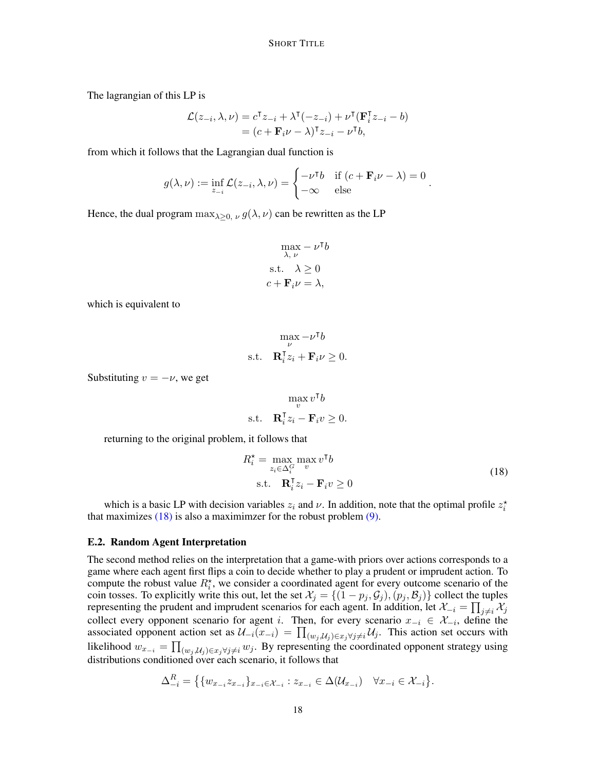The lagrangian of this LP is

$$
\begin{aligned}
\mathcal{L}(z_{-i}, \lambda, \nu) &= c^\intercal z_{-i} + \lambda^\intercal(-z_{-i}) + \nu^\intercal(\mathbf{F}_i^\intercal z_{-i} - b) \\
&= (c + \mathbf{F}_i\nu - \lambda)^\intercal z_{-i} - \nu^\intercal b,
\end{aligned}
$$

from which it follows that the Lagrangian dual function is

$$
g(\lambda, \nu) := \inf_{z_{-i}} \mathcal{L}(z_{-i}, \lambda, \nu) = \begin{cases} -\nu^\intercal b & \text{if } (c + \mathbf{F}_i\nu - \lambda) = 0 \\ -\infty & \text{else} \end{cases}.
$$

Hence, the dual program $\max_{\lambda \geq 0,\, \nu} g(\lambda, \nu)$ can be rewritten as the LP

$$
\begin{aligned}
&\max_{\lambda,\, \nu} \; - \nu^\intercal b \\
&\text{s.t.} \quad \lambda \geq 0 \\
&c + \mathbf{F}_i\nu = \lambda,
\end{aligned}
$$

which is equivalent to

$$
\begin{aligned}
&\max_{\nu} \; -\nu^\intercal b \\
&\text{s.t.} \quad \mathbf{R}_i^\intercal z_i + \mathbf{F}_i\nu \geq 0.
\end{aligned}
$$

Substituting $v = -\nu$, we get

$$
\begin{aligned}
&\max_{v} \; v^\intercal b \\
&\text{s.t.} \quad \mathbf{R}_i^\intercal z_i - \mathbf{F}_i v \geq 0.
\end{aligned}
$$

returning to the original problem, it follows that

$$
\begin{aligned}
R_i^\star = &\max_{z_i \in \Delta_i^G} \max_{v} v^\intercal b \\
&\text{s.t.} \quad \mathbf{R}_i^\intercal z_i - \mathbf{F}_i v \geq 0
\end{aligned}
\tag{18}
$$

which is a basic LP with decision variables $z_i$ and $\nu$. In addition, note that the optimal profile $z_i^\star$ that maximizes (18) is also a maximimzer for the robust problem (9).

### E.2. Random Agent Interpretation

The second method relies on the interpretation that a game-with priors over actions corresponds to a game where each agent first flips a coin to decide whether to play a prudent or imprudent action. To compute the robust value $R_i^\star$, we consider a coordinated agent for every outcome scenario of the coin tosses. To explicitly write this out, let the set $\mathcal{X}_j = \{(1 - p_j, \mathcal{G}_j), (p_j, \mathcal{B}_j)\}$ collect the tuples representing the prudent and imprudent scenarios for each agent. In addition, let $\mathcal{X}_{-i} = \prod_{j \neq i} \mathcal{X}_j$ collect every opponent scenario for agent $i$. Then, for every scenario $x_{-i} \in \mathcal{X}_{-i}$, define the associated opponent action set as $\mathcal{U}_{-i}(x_{-i}) = \prod_{(w_j, \mathcal{U}_j) \in x_j \forall j \neq i} \mathcal{U}_j$. This action set occurs with likelihood $w_{x_{-i}} = \prod_{(w_j, \mathcal{U}_j) \in x_j \forall j \neq i} w_j$. By representing the coordinated opponent strategy using distributions conditioned over each scenario, it follows that

$$
\Delta_{-i}^R = \big\{ \{w_{x_{-i}} z_{x_{-i}}\}_{x_{-i} \in \mathcal{X}_{-i}} : z_{x_{-i}} \in \Delta(\mathcal{U}_{x_{-i}}) \quad \forall x_{-i} \in \mathcal{X}_{-i} \big\}.
$$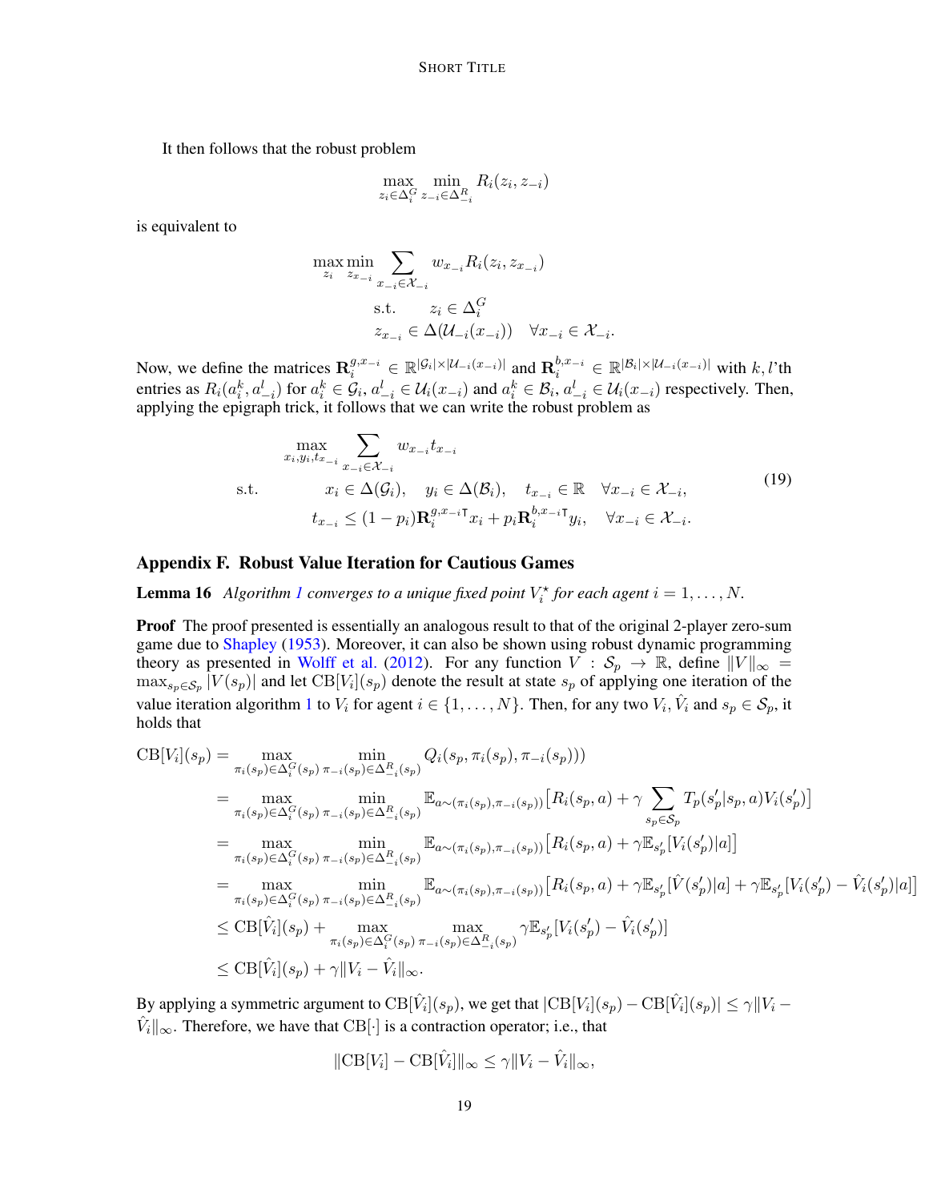It then follows that the robust problem

$$\max_{z_i \in \Delta_i^G} \min_{z_{-i} \in \Delta_{-i}^R} R_i(z_i, z_{-i})$$

is equivalent to

$$\begin{aligned}
\max_{z_i} \min_{z_{x_{-i}}} & \sum_{x_{-i} \in \mathcal{X}_{-i}} w_{x_{-i}} R_i(z_i, z_{x_{-i}}) \\
\text{s.t.} \quad & z_i \in \Delta_i^G \\
& z_{x_{-i}} \in \Delta(\mathcal{U}_{-i}(x_{-i})) \quad \forall x_{-i} \in \mathcal{X}_{-i}.
\end{aligned}$$

Now, we define the matrices $\mathbf{R}_i^{g,x_{-i}} \in \mathbb{R}^{|\mathcal{G}_i| \times |\mathcal{U}_{-i}(x_{-i})|}$ and $\mathbf{R}_i^{b,x_{-i}} \in \mathbb{R}^{|\mathcal{B}_i| \times |\mathcal{U}_{-i}(x_{-i})|}$ with $k,l$'th entries as $R_i(a_i^k, a_{-i}^l)$ for $a_i^k \in \mathcal{G}_i$, $a_{-i}^l \in \mathcal{U}_i(x_{-i})$ and $a_i^k \in \mathcal{B}_i$, $a_{-i}^l \in \mathcal{U}_i(x_{-i})$ respectively. Then, applying the epigraph trick, it follows that we can write the robust problem as

$$\begin{aligned}
& \max_{x_i, y_i, t_{x_{-i}}} \sum_{x_{-i} \in \mathcal{X}_{-i}} w_{x_{-i}} t_{x_{-i}} \\
\text{s.t.} \quad & x_i \in \Delta(\mathcal{G}_i), \quad y_i \in \Delta(\mathcal{B}_i), \quad t_{x_{-i}} \in \mathbb{R} \quad \forall x_{-i} \in \mathcal{X}_{-i}, \\
& t_{x_{-i}} \leq (1-p_i) \mathbf{R}_i^{g,x_{-i}\intercal} x_i + p_i \mathbf{R}_i^{b,x_{-i}\intercal} y_i, \quad \forall x_{-i} \in \mathcal{X}_{-i}.
\end{aligned} \tag{19}$$

## Appendix F. Robust Value Iteration for Cautious Games

**Lemma 16** *Algorithm 1 converges to a unique fixed point $V_i^\star$ for each agent $i = 1, \ldots, N$.*

**Proof** The proof presented is essentially an analogous result to that of the original 2-player zero-sum game due to Shapley (1953). Moreover, it can also be shown using robust dynamic programming theory as presented in Wolff et al. (2012). For any function $V : \mathcal{S}_p \to \mathbb{R}$, define $\|V\|_\infty = \max_{s_p \in \mathcal{S}_p} |V(s_p)|$ and let $\mathrm{CB}[V_i](s_p)$ denote the result at state $s_p$ of applying one iteration of the value iteration algorithm 1 to $V_i$ for agent $i \in \{1, \ldots, N\}$. Then, for any two $V_i, \hat{V}_i$ and $s_p \in \mathcal{S}_p$, it holds that

$$\begin{aligned}
\mathrm{CB}[V_i](s_p) &= \max_{\pi_i(s_p) \in \Delta_i^G(s_p)} \min_{\pi_{-i}(s_p) \in \Delta_{-i}^R(s_p)} Q_i(s_p, \pi_i(s_p), \pi_{-i}(s_p))) \\
&= \max_{\pi_i(s_p) \in \Delta_i^G(s_p)} \min_{\pi_{-i}(s_p) \in \Delta_{-i}^R(s_p)} \mathbb{E}_{a \sim (\pi_i(s_p), \pi_{-i}(s_p))} \big[R_i(s_p, a) + \gamma \sum_{s_p \in \mathcal{S}_p} T_p(s_p'|s_p, a) V_i(s_p')\big] \\
&= \max_{\pi_i(s_p) \in \Delta_i^G(s_p)} \min_{\pi_{-i}(s_p) \in \Delta_{-i}^R(s_p)} \mathbb{E}_{a \sim (\pi_i(s_p), \pi_{-i}(s_p))} \big[R_i(s_p, a) + \gamma \mathbb{E}_{s_p'}[V_i(s_p')|a]\big] \\
&= \max_{\pi_i(s_p) \in \Delta_i^G(s_p)} \min_{\pi_{-i}(s_p) \in \Delta_{-i}^R(s_p)} \mathbb{E}_{a \sim (\pi_i(s_p), \pi_{-i}(s_p))} \big[R_i(s_p, a) + \gamma \mathbb{E}_{s_p'}[\hat{V}(s_p')|a] + \gamma \mathbb{E}_{s_p'}[V_i(s_p') - \hat{V}_i(s_p')|a]\big] \\
&\leq \mathrm{CB}[\hat{V}_i](s_p) + \max_{\pi_i(s_p) \in \Delta_i^G(s_p)} \max_{\pi_{-i}(s_p) \in \Delta_{-i}^R(s_p)} \gamma \mathbb{E}_{s_p'}[V_i(s_p') - \hat{V}_i(s_p')] \\
&\leq \mathrm{CB}[\hat{V}_i](s_p) + \gamma \|V_i - \hat{V}_i\|_\infty.
\end{aligned}$$

By applying a symmetric argument to $\mathrm{CB}[\hat{V}_i](s_p)$, we get that $|\mathrm{CB}[V_i](s_p) - \mathrm{CB}[\hat{V}_i](s_p)| \leq \gamma \|V_i - \hat{V}_i\|_\infty$. Therefore, we have that $\mathrm{CB}[\cdot]$ is a contraction operator; i.e., that

$$\|\mathrm{CB}[V_i] - \mathrm{CB}[\hat{V}_i]\|_\infty \leq \gamma \|V_i - \hat{V}_i\|_\infty,$$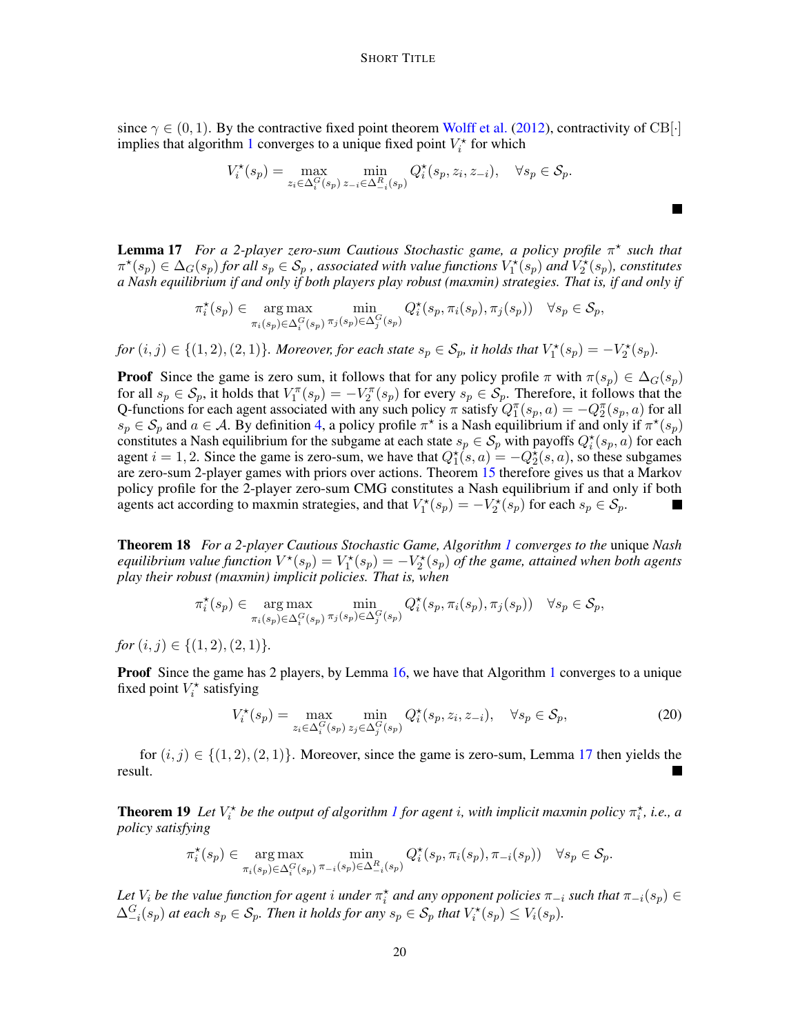since $\gamma \in (0, 1)$. By the contractive fixed point theorem Wolff et al. (2012), contractivity of $\text{CB}[\cdot]$ implies that algorithm 1 converges to a unique fixed point $V_i^\star$ for which

$$V_i^\star(s_p) = \max_{z_i \in \Delta_i^G(s_p)} \min_{z_{-i} \in \Delta_{-i}^R(s_p)} Q_i^\star(s_p, z_i, z_{-i}), \quad \forall s_p \in \mathcal{S}_p.$$

■

**Lemma 17** *For a 2-player zero-sum Cautious Stochastic game, a policy profile $\pi^\star$ such that $\pi^\star(s_p) \in \Delta_G(s_p)$ for all $s_p \in \mathcal{S}_p$, associated with value functions $V_1^\star(s_p)$ and $V_2^\star(s_p)$, constitutes a Nash equilibrium if and only if both players play robust (maxmin) strategies. That is, if and only if*

$$\pi_i^\star(s_p) \in \underset{\pi_i(s_p) \in \Delta_i^G(s_p)}{\arg\max} \min_{\pi_j(s_p) \in \Delta_j^G(s_p)} Q_i^\star(s_p, \pi_i(s_p), \pi_j(s_p)) \quad \forall s_p \in \mathcal{S}_p,$$

*for $(i, j) \in \{(1, 2), (2, 1)\}$. Moreover, for each state $s_p \in \mathcal{S}_p$, it holds that $V_1^\star(s_p) = -V_2^\star(s_p)$.*

**Proof** Since the game is zero sum, it follows that for any policy profile $\pi$ with $\pi(s_p) \in \Delta_G(s_p)$ for all $s_p \in \mathcal{S}_p$, it holds that $V_1^\pi(s_p) = -V_2^\pi(s_p)$ for every $s_p \in \mathcal{S}_p$. Therefore, it follows that the Q-functions for each agent associated with any such policy $\pi$ satisfy $Q_1^\pi(s_p, a) = -Q_2^\pi(s_p, a)$ for all $s_p \in \mathcal{S}_p$ and $a \in \mathcal{A}$. By definition 4, a policy profile $\pi^\star$ is a Nash equilibrium if and only if $\pi^\star(s_p)$ constitutes a Nash equilibrium for the subgame at each state $s_p \in \mathcal{S}_p$ with payoffs $Q_i^\star(s_p, a)$ for each agent $i = 1, 2$. Since the game is zero-sum, we have that $Q_1^\star(s, a) = -Q_2^\star(s, a)$, so these subgames are zero-sum 2-player games with priors over actions. Theorem 15 therefore gives us that a Markov policy profile for the 2-player zero-sum CMG constitutes a Nash equilibrium if and only if both agents act according to maxmin strategies, and that $V_1^\star(s_p) = -V_2^\star(s_p)$ for each $s_p \in \mathcal{S}_p$. ■

**Theorem 18** *For a 2-player Cautious Stochastic Game, Algorithm 1 converges to the* unique *Nash equilibrium value function $V^\star(s_p) = V_1^\star(s_p) = -V_2^\star(s_p)$ of the game, attained when both agents play their robust (maxmin) implicit policies. That is, when*

$$\pi_i^\star(s_p) \in \underset{\pi_i(s_p) \in \Delta_i^G(s_p)}{\arg\max} \min_{\pi_j(s_p) \in \Delta_j^G(s_p)} Q_i^\star(s_p, \pi_i(s_p), \pi_j(s_p)) \quad \forall s_p \in \mathcal{S}_p,$$

*for $(i, j) \in \{(1, 2), (2, 1)\}$.*

**Proof** Since the game has 2 players, by Lemma 16, we have that Algorithm 1 converges to a unique fixed point $V_i^\star$ satisfying

$$V_i^\star(s_p) = \max_{z_i \in \Delta_i^G(s_p)} \min_{z_j \in \Delta_j^G(s_p)} Q_i^\star(s_p, z_i, z_{-i}), \quad \forall s_p \in \mathcal{S}_p, \tag{20}$$

for $(i, j) \in \{(1, 2), (2, 1)\}$. Moreover, since the game is zero-sum, Lemma 17 then yields the result. ■

**Theorem 19** *Let $V_i^\star$ be the output of algorithm 1 for agent $i$, with implicit maxmin policy $\pi_i^\star$, i.e., a policy satisfying*

$$\pi_i^\star(s_p) \in \underset{\pi_i(s_p) \in \Delta_i^G(s_p)}{\arg\max} \min_{\pi_{-i}(s_p) \in \Delta_{-i}^R(s_p)} Q_i^\star(s_p, \pi_i(s_p), \pi_{-i}(s_p)) \quad \forall s_p \in \mathcal{S}_p.$$

*Let $V_i$ be the value function for agent $i$ under $\pi_i^\star$ and any opponent policies $\pi_{-i}$ such that $\pi_{-i}(s_p) \in \Delta_{-i}^G(s_p)$ at each $s_p \in \mathcal{S}_p$. Then it holds for any $s_p \in \mathcal{S}_p$ that $V_i^\star(s_p) \leq V_i(s_p)$.*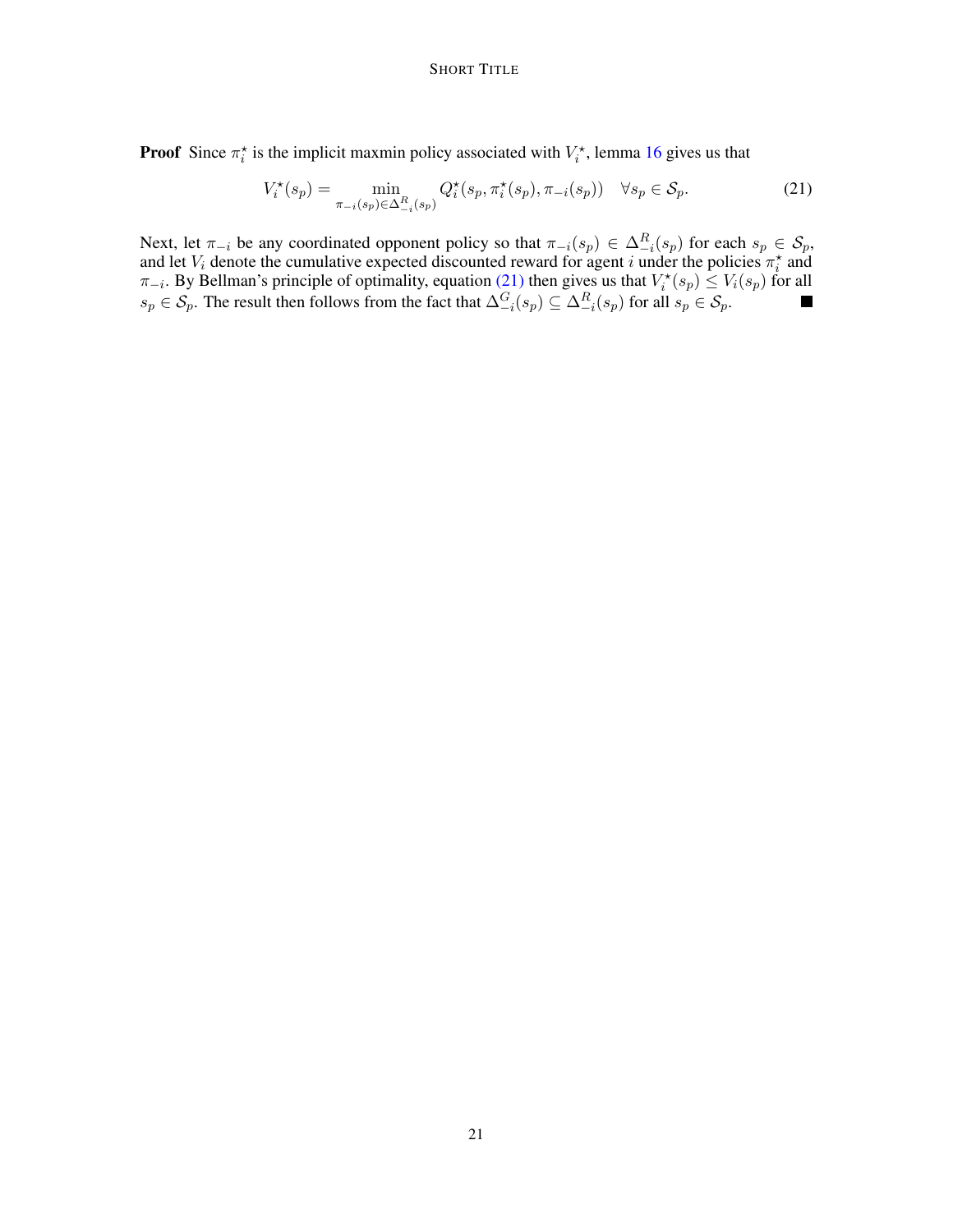**Proof** Since $\pi_i^\star$ is the implicit maxmin policy associated with $V_i^\star$, lemma 16 gives us that

$$V_i^\star(s_p) = \min_{\pi_{-i}(s_p) \in \Delta_{-i}^R(s_p)} Q_i^\star(s_p, \pi_i^\star(s_p), \pi_{-i}(s_p)) \quad \forall s_p \in \mathcal{S}_p. \tag{21}$$

Next, let $\pi_{-i}$ be any coordinated opponent policy so that $\pi_{-i}(s_p) \in \Delta_{-i}^R(s_p)$ for each $s_p \in \mathcal{S}_p$, and let $V_i$ denote the cumulative expected discounted reward for agent $i$ under the policies $\pi_i^\star$ and $\pi_{-i}$. By Bellman's principle of optimality, equation (21) then gives us that $V_i^\star(s_p) \leq V_i(s_p)$ for all $s_p \in \mathcal{S}_p$. The result then follows from the fact that $\Delta_{-i}^G(s_p) \subseteq \Delta_{-i}^R(s_p)$ for all $s_p \in \mathcal{S}_p$. ∎